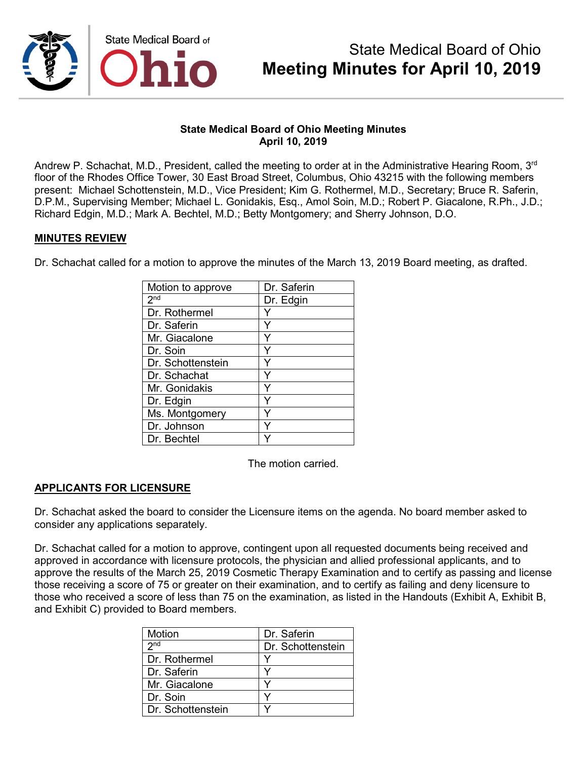# State Medical Board of Ohio Meeting Minutes for April 10, 2019

**State Medical Board of Ohio Meeting Minutes**
**April 10, 2019**

Andrew P. Schachat, M.D., President, called the meeting to order at in the Administrative Hearing Room, 3rd floor of the Rhodes Office Tower, 30 East Broad Street, Columbus, Ohio 43215 with the following members present: Michael Schottenstein, M.D., Vice President; Kim G. Rothermel, M.D., Secretary; Bruce R. Saferin, D.P.M., Supervising Member; Michael L. Gonidakis, Esq., Amol Soin, M.D.; Robert P. Giacalone, R.Ph., J.D.; Richard Edgin, M.D.; Mark A. Bechtel, M.D.; Betty Montgomery; and Sherry Johnson, D.O.

## MINUTES REVIEW

Dr. Schachat called for a motion to approve the minutes of the March 13, 2019 Board meeting, as drafted.

| Motion to approve | Dr. Saferin |
|---|---|
| 2nd | Dr. Edgin |
| Dr. Rothermel | Y |
| Dr. Saferin | Y |
| Mr. Giacalone | Y |
| Dr. Soin | Y |
| Dr. Schottenstein | Y |
| Dr. Schachat | Y |
| Mr. Gonidakis | Y |
| Dr. Edgin | Y |
| Ms. Montgomery | Y |
| Dr. Johnson | Y |
| Dr. Bechtel | Y |

The motion carried.

## APPLICANTS FOR LICENSURE

Dr. Schachat asked the board to consider the Licensure items on the agenda. No board member asked to consider any applications separately.

Dr. Schachat called for a motion to approve, contingent upon all requested documents being received and approved in accordance with licensure protocols, the physician and allied professional applicants, and to approve the results of the March 25, 2019 Cosmetic Therapy Examination and to certify as passing and license those receiving a score of 75 or greater on their examination, and to certify as failing and deny licensure to those who received a score of less than 75 on the examination, as listed in the Handouts (Exhibit A, Exhibit B, and Exhibit C) provided to Board members.

| Motion | Dr. Saferin |
|---|---|
| 2nd | Dr. Schottenstein |
| Dr. Rothermel | Y |
| Dr. Saferin | Y |
| Mr. Giacalone | Y |
| Dr. Soin | Y |
| Dr. Schottenstein | Y |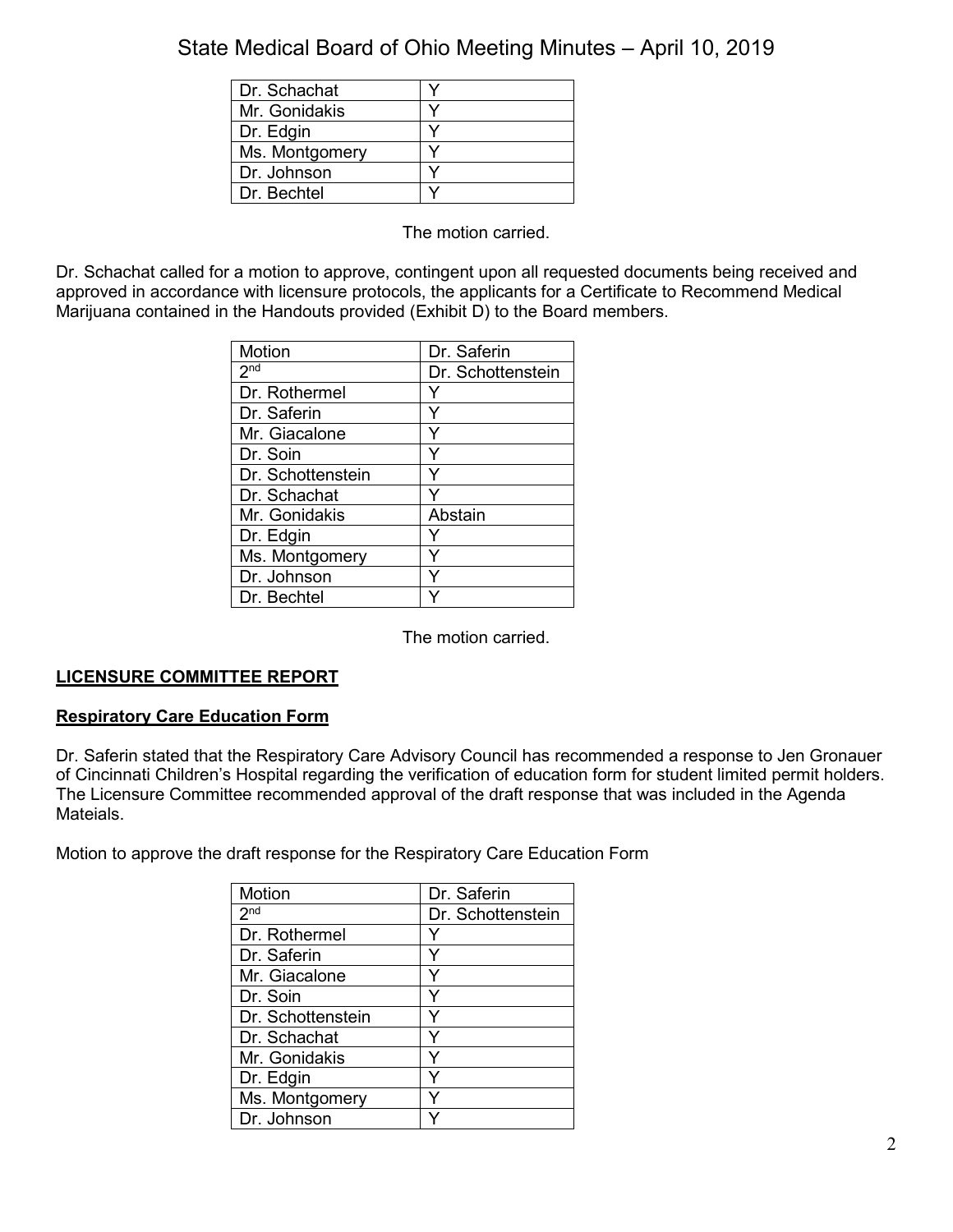| Dr. Schachat | Y |
|---|---|
| Mr. Gonidakis | Y |
| Dr. Edgin | Y |
| Ms. Montgomery | Y |
| Dr. Johnson | Y |
| Dr. Bechtel | Y |

The motion carried.

Dr. Schachat called for a motion to approve, contingent upon all requested documents being received and approved in accordance with licensure protocols, the applicants for a Certificate to Recommend Medical Marijuana contained in the Handouts provided (Exhibit D) to the Board members.

| Motion | Dr. Saferin |
|---|---|
| 2nd | Dr. Schottenstein |
| Dr. Rothermel | Y |
| Dr. Saferin | Y |
| Mr. Giacalone | Y |
| Dr. Soin | Y |
| Dr. Schottenstein | Y |
| Dr. Schachat | Y |
| Mr. Gonidakis | Abstain |
| Dr. Edgin | Y |
| Ms. Montgomery | Y |
| Dr. Johnson | Y |
| Dr. Bechtel | Y |

The motion carried.

**LICENSURE COMMITTEE REPORT**

**Respiratory Care Education Form**

Dr. Saferin stated that the Respiratory Care Advisory Council has recommended a response to Jen Gronauer of Cincinnati Children's Hospital regarding the verification of education form for student limited permit holders. The Licensure Committee recommended approval of the draft response that was included in the Agenda Mateials.

Motion to approve the draft response for the Respiratory Care Education Form

| Motion | Dr. Saferin |
|---|---|
| 2nd | Dr. Schottenstein |
| Dr. Rothermel | Y |
| Dr. Saferin | Y |
| Mr. Giacalone | Y |
| Dr. Soin | Y |
| Dr. Schottenstein | Y |
| Dr. Schachat | Y |
| Mr. Gonidakis | Y |
| Dr. Edgin | Y |
| Ms. Montgomery | Y |
| Dr. Johnson | Y |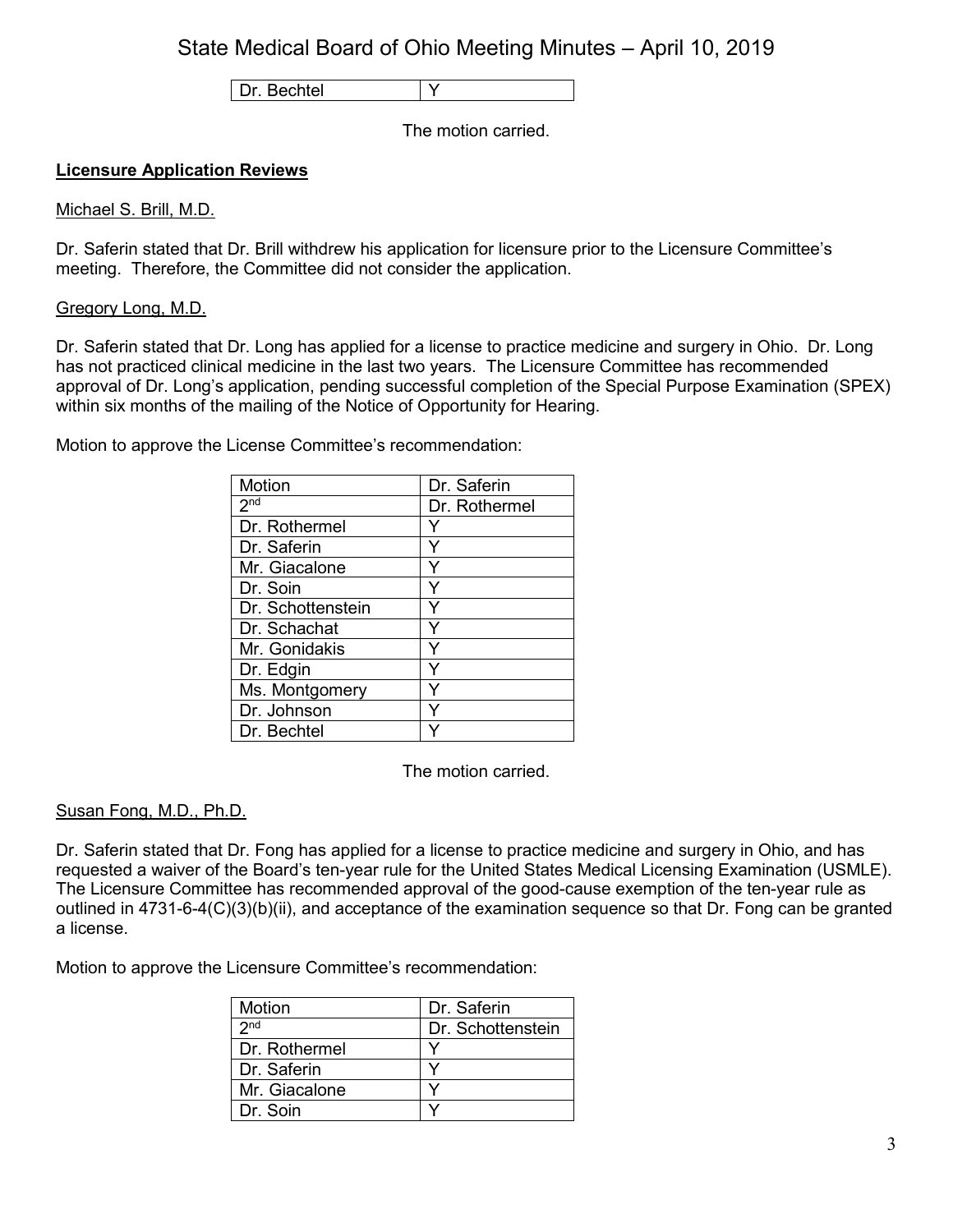| Dr. Bechtel | Y |
|---|---|

The motion carried.

**Licensure Application Reviews**

Michael S. Brill, M.D.

Dr. Saferin stated that Dr. Brill withdrew his application for licensure prior to the Licensure Committee's meeting. Therefore, the Committee did not consider the application.

Gregory Long, M.D.

Dr. Saferin stated that Dr. Long has applied for a license to practice medicine and surgery in Ohio. Dr. Long has not practiced clinical medicine in the last two years. The Licensure Committee has recommended approval of Dr. Long's application, pending successful completion of the Special Purpose Examination (SPEX) within six months of the mailing of the Notice of Opportunity for Hearing.

Motion to approve the License Committee's recommendation:

| Motion | Dr. Saferin |
|---|---|
| 2nd | Dr. Rothermel |
| Dr. Rothermel | Y |
| Dr. Saferin | Y |
| Mr. Giacalone | Y |
| Dr. Soin | Y |
| Dr. Schottenstein | Y |
| Dr. Schachat | Y |
| Mr. Gonidakis | Y |
| Dr. Edgin | Y |
| Ms. Montgomery | Y |
| Dr. Johnson | Y |
| Dr. Bechtel | Y |

The motion carried.

Susan Fong, M.D., Ph.D.

Dr. Saferin stated that Dr. Fong has applied for a license to practice medicine and surgery in Ohio, and has requested a waiver of the Board's ten-year rule for the United States Medical Licensing Examination (USMLE). The Licensure Committee has recommended approval of the good-cause exemption of the ten-year rule as outlined in 4731-6-4(C)(3)(b)(ii), and acceptance of the examination sequence so that Dr. Fong can be granted a license.

Motion to approve the Licensure Committee's recommendation:

| Motion | Dr. Saferin |
|---|---|
| 2nd | Dr. Schottenstein |
| Dr. Rothermel | Y |
| Dr. Saferin | Y |
| Mr. Giacalone | Y |
| Dr. Soin | Y |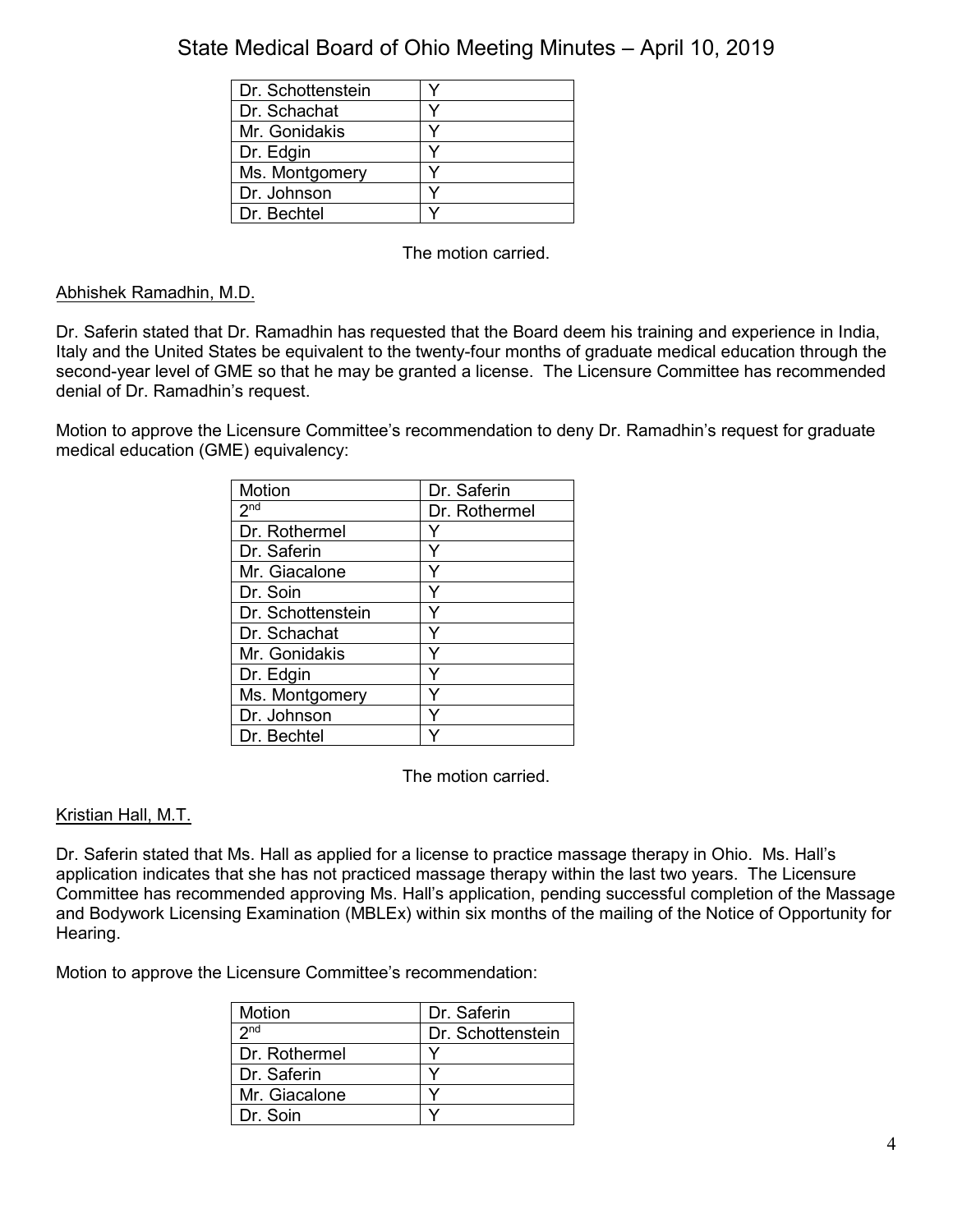| | |
|---|---|
| Dr. Schottenstein | Y |
| Dr. Schachat | Y |
| Mr. Gonidakis | Y |
| Dr. Edgin | Y |
| Ms. Montgomery | Y |
| Dr. Johnson | Y |
| Dr. Bechtel | Y |

The motion carried.

Abhishek Ramadhin, M.D.

Dr. Saferin stated that Dr. Ramadhin has requested that the Board deem his training and experience in India, Italy and the United States be equivalent to the twenty-four months of graduate medical education through the second-year level of GME so that he may be granted a license. The Licensure Committee has recommended denial of Dr. Ramadhin's request.

Motion to approve the Licensure Committee's recommendation to deny Dr. Ramadhin's request for graduate medical education (GME) equivalency:

| Motion | Dr. Saferin |
|---|---|
| 2nd | Dr. Rothermel |
| Dr. Rothermel | Y |
| Dr. Saferin | Y |
| Mr. Giacalone | Y |
| Dr. Soin | Y |
| Dr. Schottenstein | Y |
| Dr. Schachat | Y |
| Mr. Gonidakis | Y |
| Dr. Edgin | Y |
| Ms. Montgomery | Y |
| Dr. Johnson | Y |
| Dr. Bechtel | Y |

The motion carried.

Kristian Hall, M.T.

Dr. Saferin stated that Ms. Hall as applied for a license to practice massage therapy in Ohio. Ms. Hall's application indicates that she has not practiced massage therapy within the last two years. The Licensure Committee has recommended approving Ms. Hall's application, pending successful completion of the Massage and Bodywork Licensing Examination (MBLEx) within six months of the mailing of the Notice of Opportunity for Hearing.

Motion to approve the Licensure Committee's recommendation:

| Motion | Dr. Saferin |
|---|---|
| 2nd | Dr. Schottenstein |
| Dr. Rothermel | Y |
| Dr. Saferin | Y |
| Mr. Giacalone | Y |
| Dr. Soin | Y |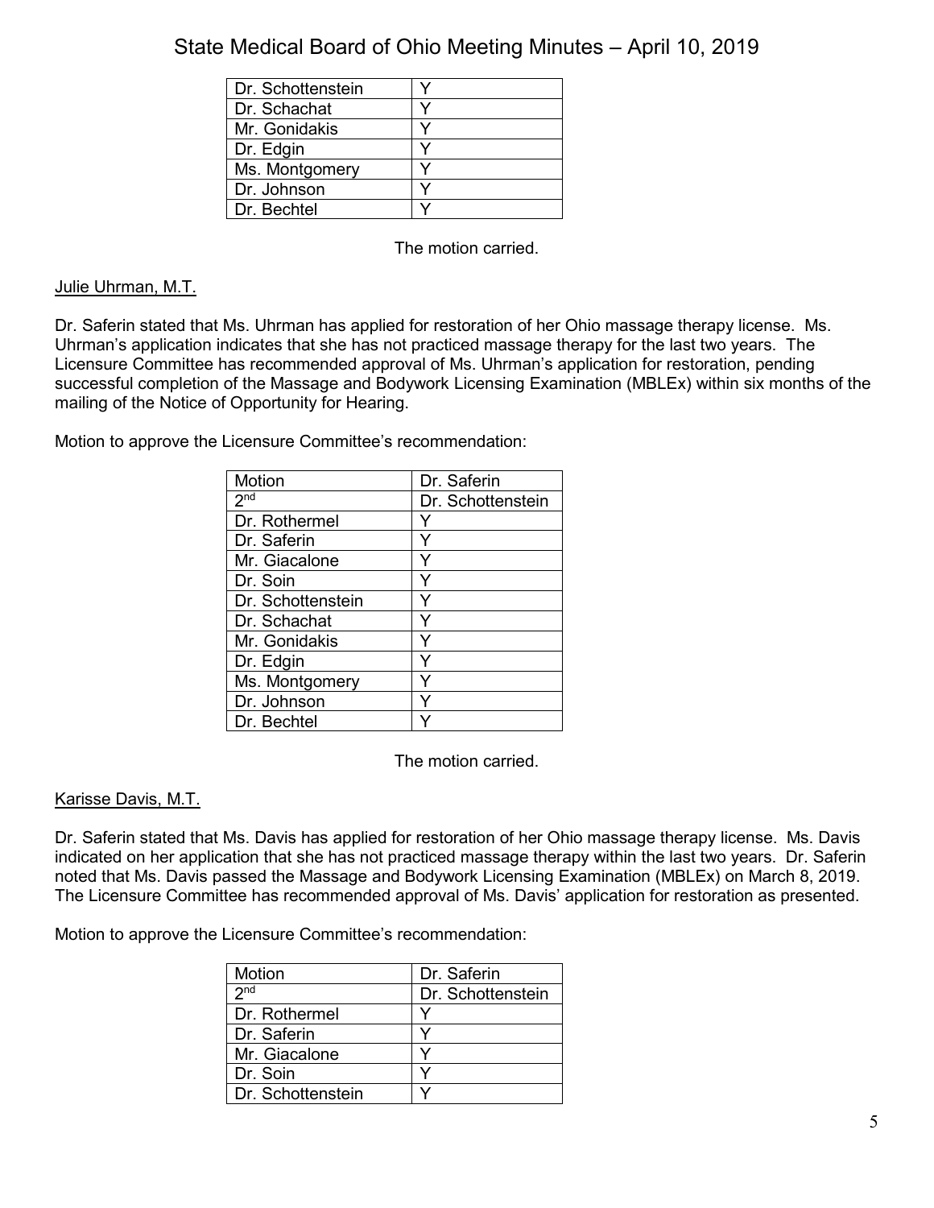| | |
|---|---|
| Dr. Schottenstein | Y |
| Dr. Schachat | Y |
| Mr. Gonidakis | Y |
| Dr. Edgin | Y |
| Ms. Montgomery | Y |
| Dr. Johnson | Y |
| Dr. Bechtel | Y |

The motion carried.

Julie Uhrman, M.T.

Dr. Saferin stated that Ms. Uhrman has applied for restoration of her Ohio massage therapy license. Ms. Uhrman's application indicates that she has not practiced massage therapy for the last two years. The Licensure Committee has recommended approval of Ms. Uhrman's application for restoration, pending successful completion of the Massage and Bodywork Licensing Examination (MBLEx) within six months of the mailing of the Notice of Opportunity for Hearing.

Motion to approve the Licensure Committee's recommendation:

| Motion | Dr. Saferin |
|---|---|
| 2nd | Dr. Schottenstein |
| Dr. Rothermel | Y |
| Dr. Saferin | Y |
| Mr. Giacalone | Y |
| Dr. Soin | Y |
| Dr. Schottenstein | Y |
| Dr. Schachat | Y |
| Mr. Gonidakis | Y |
| Dr. Edgin | Y |
| Ms. Montgomery | Y |
| Dr. Johnson | Y |
| Dr. Bechtel | Y |

The motion carried.

Karisse Davis, M.T.

Dr. Saferin stated that Ms. Davis has applied for restoration of her Ohio massage therapy license. Ms. Davis indicated on her application that she has not practiced massage therapy within the last two years. Dr. Saferin noted that Ms. Davis passed the Massage and Bodywork Licensing Examination (MBLEx) on March 8, 2019. The Licensure Committee has recommended approval of Ms. Davis' application for restoration as presented.

Motion to approve the Licensure Committee's recommendation:

| Motion | Dr. Saferin |
|---|---|
| 2nd | Dr. Schottenstein |
| Dr. Rothermel | Y |
| Dr. Saferin | Y |
| Mr. Giacalone | Y |
| Dr. Soin | Y |
| Dr. Schottenstein | Y |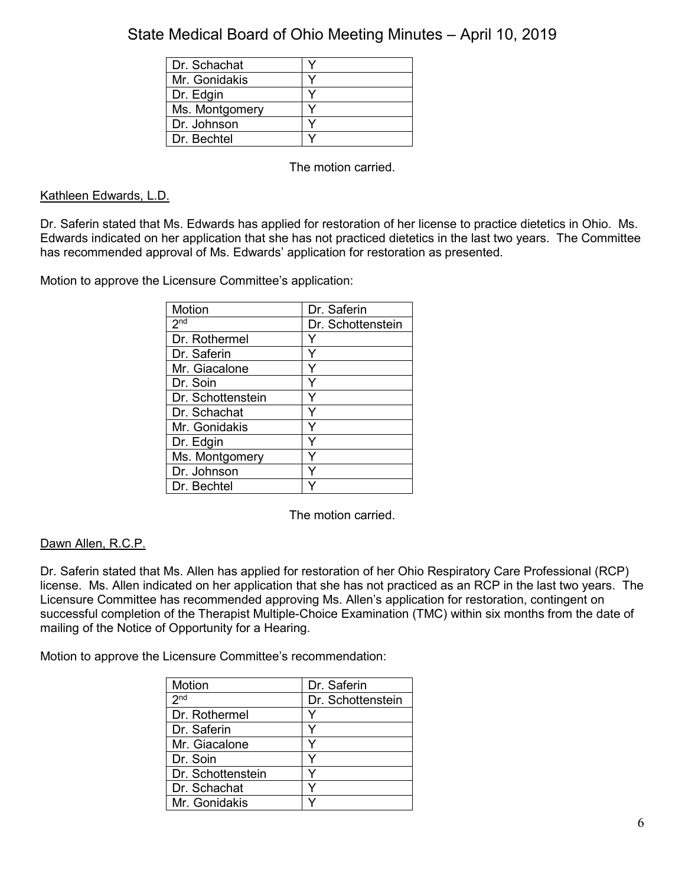| | |
|---|---|
| Dr. Schachat | Y |
| Mr. Gonidakis | Y |
| Dr. Edgin | Y |
| Ms. Montgomery | Y |
| Dr. Johnson | Y |
| Dr. Bechtel | Y |

The motion carried.

Kathleen Edwards, L.D.

Dr. Saferin stated that Ms. Edwards has applied for restoration of her license to practice dietetics in Ohio. Ms. Edwards indicated on her application that she has not practiced dietetics in the last two years. The Committee has recommended approval of Ms. Edwards' application for restoration as presented.

Motion to approve the Licensure Committee's application:

| Motion | Dr. Saferin |
|---|---|
| 2nd | Dr. Schottenstein |
| Dr. Rothermel | Y |
| Dr. Saferin | Y |
| Mr. Giacalone | Y |
| Dr. Soin | Y |
| Dr. Schottenstein | Y |
| Dr. Schachat | Y |
| Mr. Gonidakis | Y |
| Dr. Edgin | Y |
| Ms. Montgomery | Y |
| Dr. Johnson | Y |
| Dr. Bechtel | Y |

The motion carried.

Dawn Allen, R.C.P.

Dr. Saferin stated that Ms. Allen has applied for restoration of her Ohio Respiratory Care Professional (RCP) license. Ms. Allen indicated on her application that she has not practiced as an RCP in the last two years. The Licensure Committee has recommended approving Ms. Allen's application for restoration, contingent on successful completion of the Therapist Multiple-Choice Examination (TMC) within six months from the date of mailing of the Notice of Opportunity for a Hearing.

Motion to approve the Licensure Committee's recommendation:

| Motion | Dr. Saferin |
|---|---|
| 2nd | Dr. Schottenstein |
| Dr. Rothermel | Y |
| Dr. Saferin | Y |
| Mr. Giacalone | Y |
| Dr. Soin | Y |
| Dr. Schottenstein | Y |
| Dr. Schachat | Y |
| Mr. Gonidakis | Y |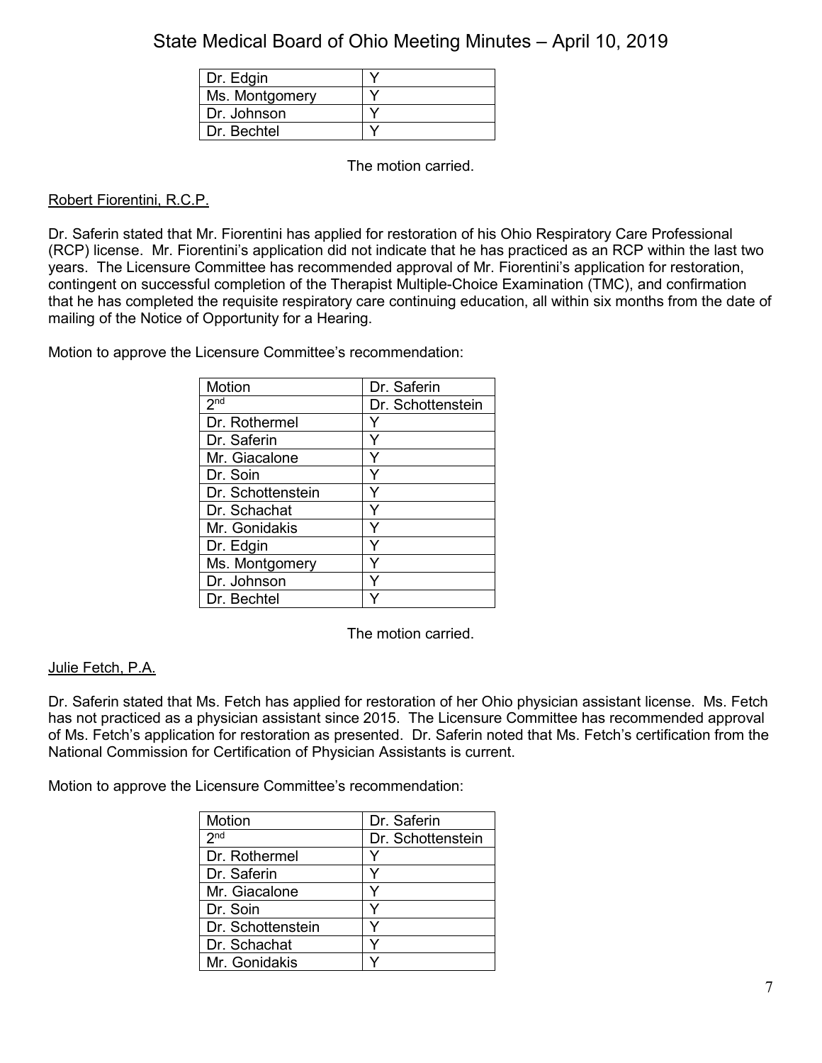| | |
|---|---|
| Dr. Edgin | Y |
| Ms. Montgomery | Y |
| Dr. Johnson | Y |
| Dr. Bechtel | Y |

The motion carried.

Robert Fiorentini, R.C.P.

Dr. Saferin stated that Mr. Fiorentini has applied for restoration of his Ohio Respiratory Care Professional (RCP) license. Mr. Fiorentini's application did not indicate that he has practiced as an RCP within the last two years. The Licensure Committee has recommended approval of Mr. Fiorentini's application for restoration, contingent on successful completion of the Therapist Multiple-Choice Examination (TMC), and confirmation that he has completed the requisite respiratory care continuing education, all within six months from the date of mailing of the Notice of Opportunity for a Hearing.

Motion to approve the Licensure Committee's recommendation:

| Motion | Dr. Saferin |
|---|---|
| 2nd | Dr. Schottenstein |
| Dr. Rothermel | Y |
| Dr. Saferin | Y |
| Mr. Giacalone | Y |
| Dr. Soin | Y |
| Dr. Schottenstein | Y |
| Dr. Schachat | Y |
| Mr. Gonidakis | Y |
| Dr. Edgin | Y |
| Ms. Montgomery | Y |
| Dr. Johnson | Y |
| Dr. Bechtel | Y |

The motion carried.

Julie Fetch, P.A.

Dr. Saferin stated that Ms. Fetch has applied for restoration of her Ohio physician assistant license. Ms. Fetch has not practiced as a physician assistant since 2015. The Licensure Committee has recommended approval of Ms. Fetch's application for restoration as presented. Dr. Saferin noted that Ms. Fetch's certification from the National Commission for Certification of Physician Assistants is current.

Motion to approve the Licensure Committee's recommendation:

| Motion | Dr. Saferin |
|---|---|
| 2nd | Dr. Schottenstein |
| Dr. Rothermel | Y |
| Dr. Saferin | Y |
| Mr. Giacalone | Y |
| Dr. Soin | Y |
| Dr. Schottenstein | Y |
| Dr. Schachat | Y |
| Mr. Gonidakis | Y |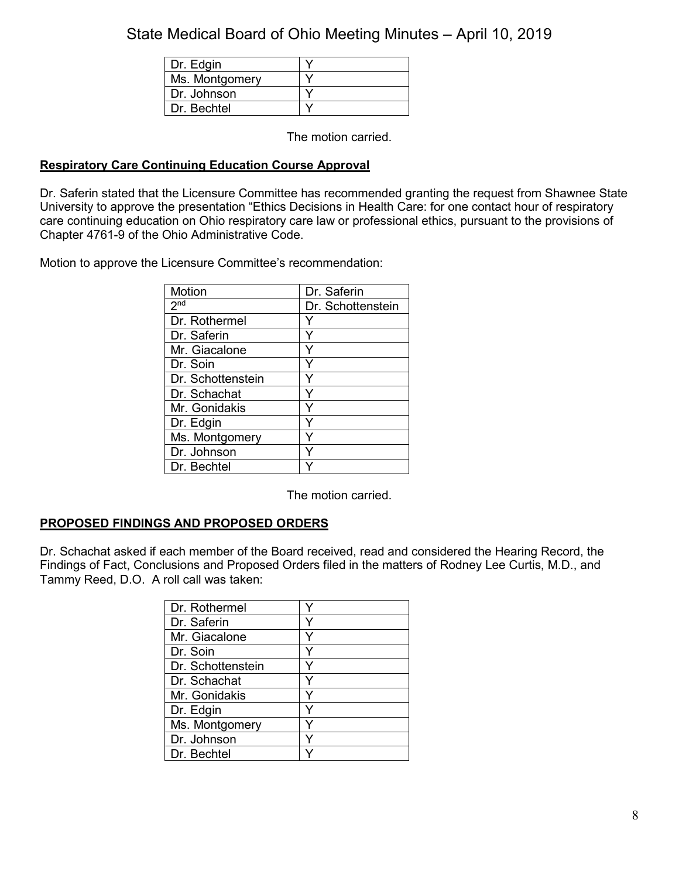| | |
|---|---|
| Dr. Edgin | Y |
| Ms. Montgomery | Y |
| Dr. Johnson | Y |
| Dr. Bechtel | Y |

The motion carried.

**Respiratory Care Continuing Education Course Approval**

Dr. Saferin stated that the Licensure Committee has recommended granting the request from Shawnee State University to approve the presentation "Ethics Decisions in Health Care: for one contact hour of respiratory care continuing education on Ohio respiratory care law or professional ethics, pursuant to the provisions of Chapter 4761-9 of the Ohio Administrative Code.

Motion to approve the Licensure Committee's recommendation:

| Motion | Dr. Saferin |
|---|---|
| 2nd | Dr. Schottenstein |
| Dr. Rothermel | Y |
| Dr. Saferin | Y |
| Mr. Giacalone | Y |
| Dr. Soin | Y |
| Dr. Schottenstein | Y |
| Dr. Schachat | Y |
| Mr. Gonidakis | Y |
| Dr. Edgin | Y |
| Ms. Montgomery | Y |
| Dr. Johnson | Y |
| Dr. Bechtel | Y |

The motion carried.

**PROPOSED FINDINGS AND PROPOSED ORDERS**

Dr. Schachat asked if each member of the Board received, read and considered the Hearing Record, the Findings of Fact, Conclusions and Proposed Orders filed in the matters of Rodney Lee Curtis, M.D., and Tammy Reed, D.O. A roll call was taken:

| | |
|---|---|
| Dr. Rothermel | Y |
| Dr. Saferin | Y |
| Mr. Giacalone | Y |
| Dr. Soin | Y |
| Dr. Schottenstein | Y |
| Dr. Schachat | Y |
| Mr. Gonidakis | Y |
| Dr. Edgin | Y |
| Ms. Montgomery | Y |
| Dr. Johnson | Y |
| Dr. Bechtel | Y |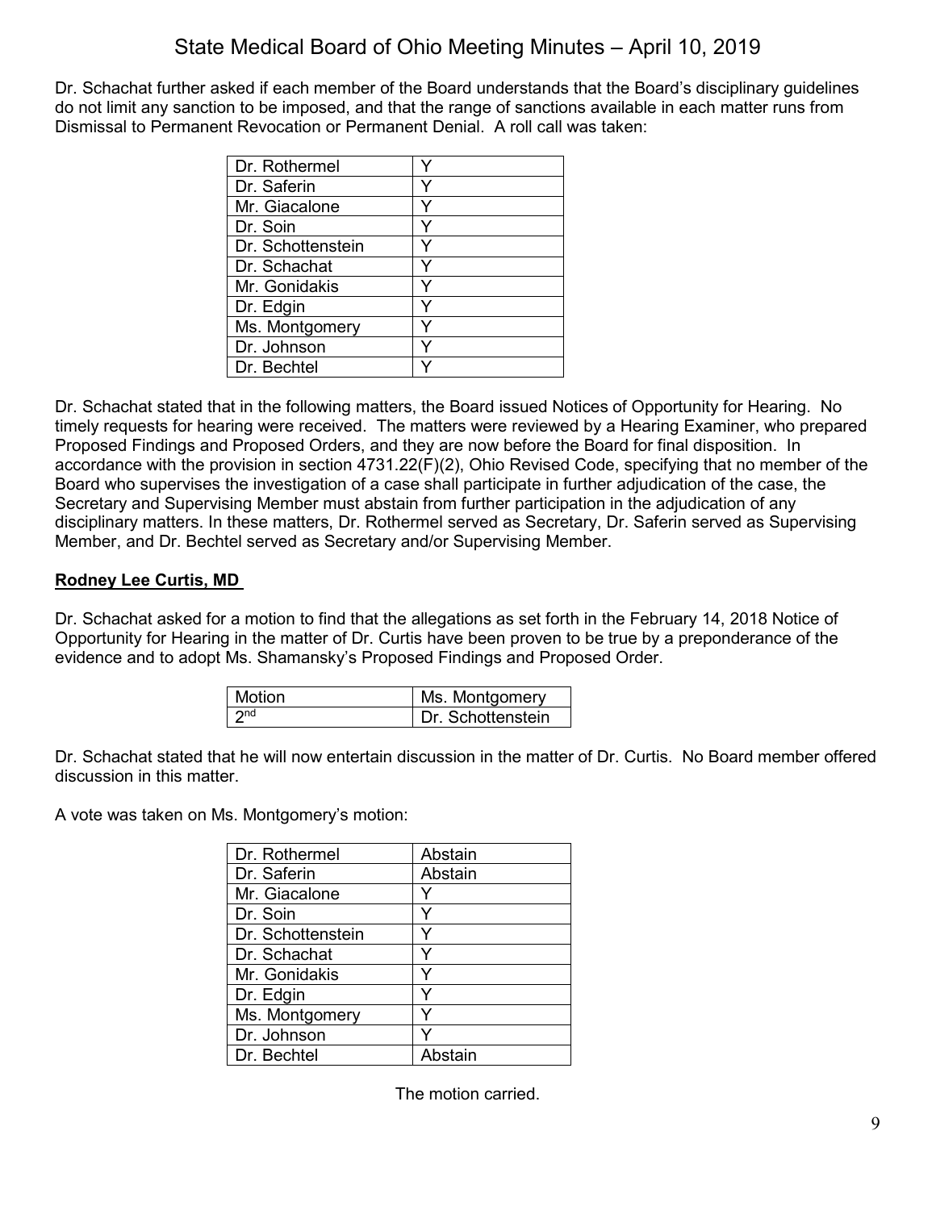Dr. Schachat further asked if each member of the Board understands that the Board's disciplinary guidelines do not limit any sanction to be imposed, and that the range of sanctions available in each matter runs from Dismissal to Permanent Revocation or Permanent Denial. A roll call was taken:

| | |
|---|---|
| Dr. Rothermel | Y |
| Dr. Saferin | Y |
| Mr. Giacalone | Y |
| Dr. Soin | Y |
| Dr. Schottenstein | Y |
| Dr. Schachat | Y |
| Mr. Gonidakis | Y |
| Dr. Edgin | Y |
| Ms. Montgomery | Y |
| Dr. Johnson | Y |
| Dr. Bechtel | Y |

Dr. Schachat stated that in the following matters, the Board issued Notices of Opportunity for Hearing. No timely requests for hearing were received. The matters were reviewed by a Hearing Examiner, who prepared Proposed Findings and Proposed Orders, and they are now before the Board for final disposition. In accordance with the provision in section 4731.22(F)(2), Ohio Revised Code, specifying that no member of the Board who supervises the investigation of a case shall participate in further adjudication of the case, the Secretary and Supervising Member must abstain from further participation in the adjudication of any disciplinary matters. In these matters, Dr. Rothermel served as Secretary, Dr. Saferin served as Supervising Member, and Dr. Bechtel served as Secretary and/or Supervising Member.

**Rodney Lee Curtis, MD**

Dr. Schachat asked for a motion to find that the allegations as set forth in the February 14, 2018 Notice of Opportunity for Hearing in the matter of Dr. Curtis have been proven to be true by a preponderance of the evidence and to adopt Ms. Shamansky's Proposed Findings and Proposed Order.

| | |
|---|---|
| Motion | Ms. Montgomery |
| 2nd | Dr. Schottenstein |

Dr. Schachat stated that he will now entertain discussion in the matter of Dr. Curtis. No Board member offered discussion in this matter.

A vote was taken on Ms. Montgomery's motion:

| | |
|---|---|
| Dr. Rothermel | Abstain |
| Dr. Saferin | Abstain |
| Mr. Giacalone | Y |
| Dr. Soin | Y |
| Dr. Schottenstein | Y |
| Dr. Schachat | Y |
| Mr. Gonidakis | Y |
| Dr. Edgin | Y |
| Ms. Montgomery | Y |
| Dr. Johnson | Y |
| Dr. Bechtel | Abstain |

The motion carried.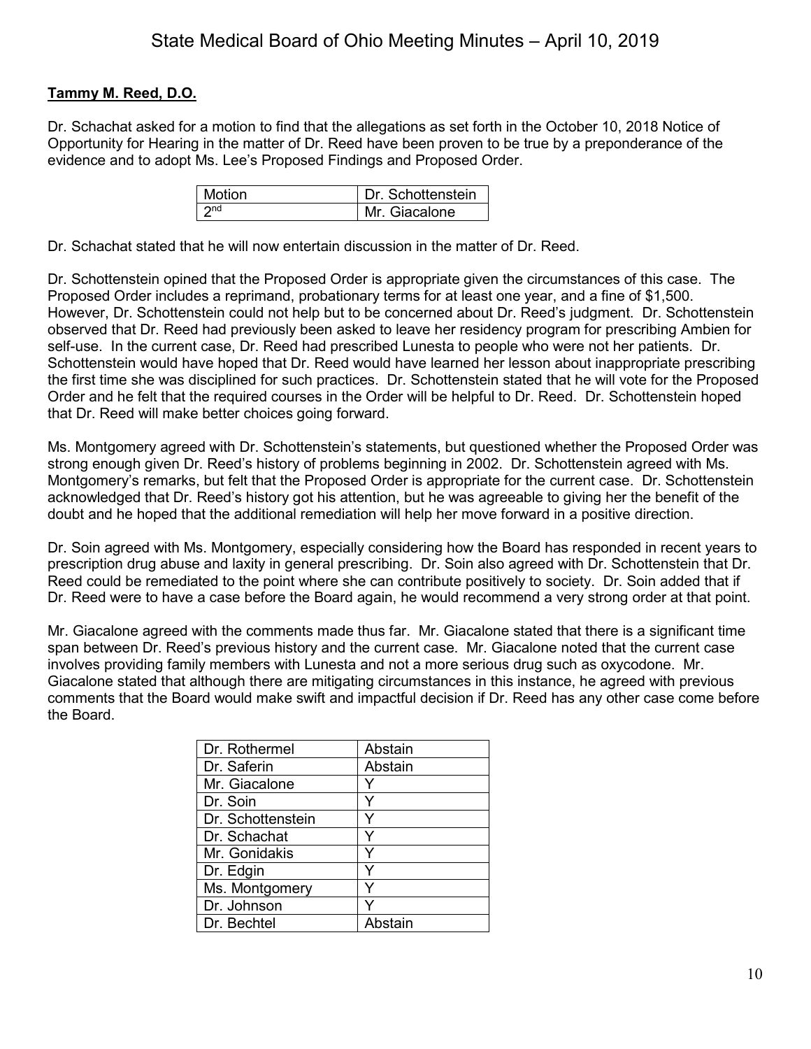**Tammy M. Reed, D.O.**

Dr. Schachat asked for a motion to find that the allegations as set forth in the October 10, 2018 Notice of Opportunity for Hearing in the matter of Dr. Reed have been proven to be true by a preponderance of the evidence and to adopt Ms. Lee's Proposed Findings and Proposed Order.

| Motion | Dr. Schottenstein |
|---|---|
| 2nd | Mr. Giacalone |

Dr. Schachat stated that he will now entertain discussion in the matter of Dr. Reed.

Dr. Schottenstein opined that the Proposed Order is appropriate given the circumstances of this case. The Proposed Order includes a reprimand, probationary terms for at least one year, and a fine of $1,500. However, Dr. Schottenstein could not help but to be concerned about Dr. Reed's judgment. Dr. Schottenstein observed that Dr. Reed had previously been asked to leave her residency program for prescribing Ambien for self-use. In the current case, Dr. Reed had prescribed Lunesta to people who were not her patients. Dr. Schottenstein would have hoped that Dr. Reed would have learned her lesson about inappropriate prescribing the first time she was disciplined for such practices. Dr. Schottenstein stated that he will vote for the Proposed Order and he felt that the required courses in the Order will be helpful to Dr. Reed. Dr. Schottenstein hoped that Dr. Reed will make better choices going forward.

Ms. Montgomery agreed with Dr. Schottenstein's statements, but questioned whether the Proposed Order was strong enough given Dr. Reed's history of problems beginning in 2002. Dr. Schottenstein agreed with Ms. Montgomery's remarks, but felt that the Proposed Order is appropriate for the current case. Dr. Schottenstein acknowledged that Dr. Reed's history got his attention, but he was agreeable to giving her the benefit of the doubt and he hoped that the additional remediation will help her move forward in a positive direction.

Dr. Soin agreed with Ms. Montgomery, especially considering how the Board has responded in recent years to prescription drug abuse and laxity in general prescribing. Dr. Soin also agreed with Dr. Schottenstein that Dr. Reed could be remediated to the point where she can contribute positively to society. Dr. Soin added that if Dr. Reed were to have a case before the Board again, he would recommend a very strong order at that point.

Mr. Giacalone agreed with the comments made thus far. Mr. Giacalone stated that there is a significant time span between Dr. Reed's previous history and the current case. Mr. Giacalone noted that the current case involves providing family members with Lunesta and not a more serious drug such as oxycodone. Mr. Giacalone stated that although there are mitigating circumstances in this instance, he agreed with previous comments that the Board would make swift and impactful decision if Dr. Reed has any other case come before the Board.

| Dr. Rothermel | Abstain |
|---|---|
| Dr. Saferin | Abstain |
| Mr. Giacalone | Y |
| Dr. Soin | Y |
| Dr. Schottenstein | Y |
| Dr. Schachat | Y |
| Mr. Gonidakis | Y |
| Dr. Edgin | Y |
| Ms. Montgomery | Y |
| Dr. Johnson | Y |
| Dr. Bechtel | Abstain |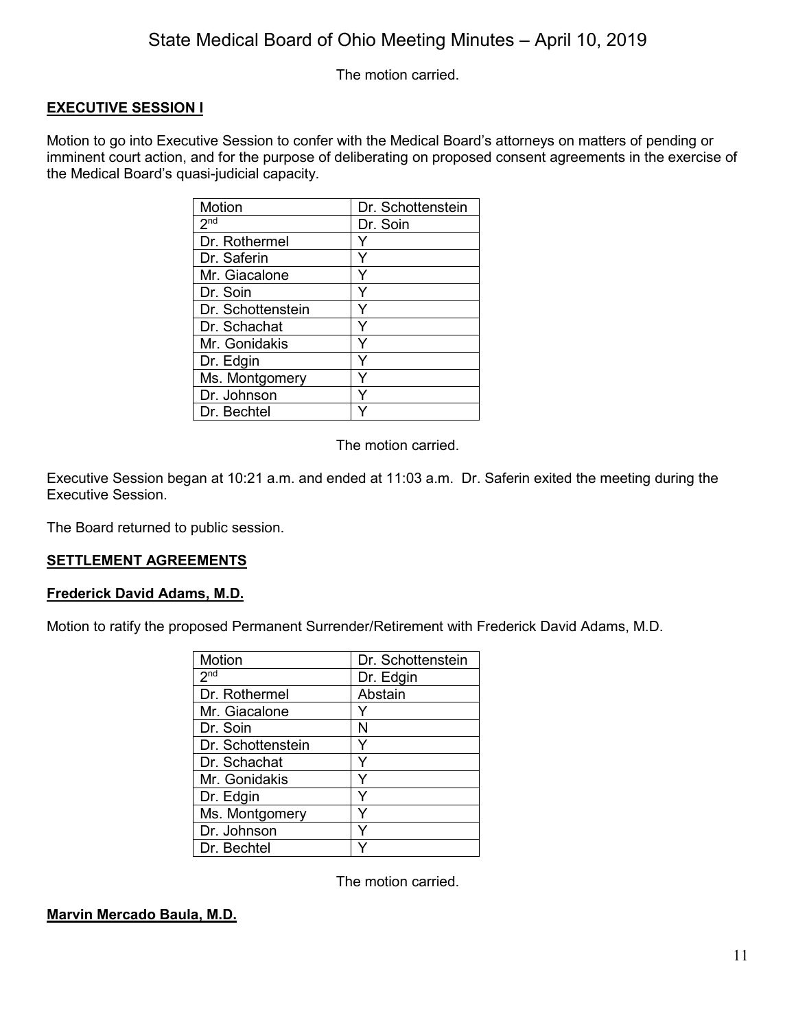The motion carried.

## EXECUTIVE SESSION I

Motion to go into Executive Session to confer with the Medical Board's attorneys on matters of pending or imminent court action, and for the purpose of deliberating on proposed consent agreements in the exercise of the Medical Board's quasi-judicial capacity.

| Motion | Dr. Schottenstein |
|---|---|
| 2nd | Dr. Soin |
| Dr. Rothermel | Y |
| Dr. Saferin | Y |
| Mr. Giacalone | Y |
| Dr. Soin | Y |
| Dr. Schottenstein | Y |
| Dr. Schachat | Y |
| Mr. Gonidakis | Y |
| Dr. Edgin | Y |
| Ms. Montgomery | Y |
| Dr. Johnson | Y |
| Dr. Bechtel | Y |

The motion carried.

Executive Session began at 10:21 a.m. and ended at 11:03 a.m. Dr. Saferin exited the meeting during the Executive Session.

The Board returned to public session.

## SETTLEMENT AGREEMENTS

### Frederick David Adams, M.D.

Motion to ratify the proposed Permanent Surrender/Retirement with Frederick David Adams, M.D.

| Motion | Dr. Schottenstein |
|---|---|
| 2nd | Dr. Edgin |
| Dr. Rothermel | Abstain |
| Mr. Giacalone | Y |
| Dr. Soin | N |
| Dr. Schottenstein | Y |
| Dr. Schachat | Y |
| Mr. Gonidakis | Y |
| Dr. Edgin | Y |
| Ms. Montgomery | Y |
| Dr. Johnson | Y |
| Dr. Bechtel | Y |

The motion carried.

### Marvin Mercado Baula, M.D.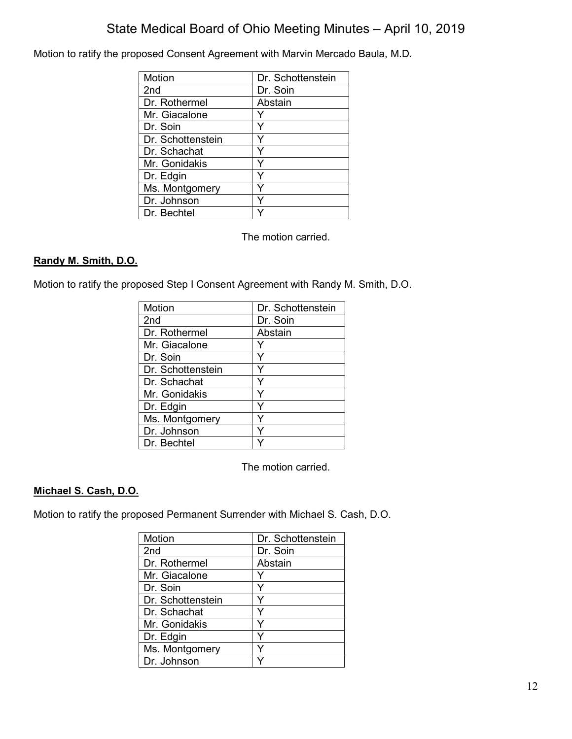Motion to ratify the proposed Consent Agreement with Marvin Mercado Baula, M.D.

| Motion | Dr. Schottenstein |
|---|---|
| 2nd | Dr. Soin |
| Dr. Rothermel | Abstain |
| Mr. Giacalone | Y |
| Dr. Soin | Y |
| Dr. Schottenstein | Y |
| Dr. Schachat | Y |
| Mr. Gonidakis | Y |
| Dr. Edgin | Y |
| Ms. Montgomery | Y |
| Dr. Johnson | Y |
| Dr. Bechtel | Y |

The motion carried.

**Randy M. Smith, D.O.**

Motion to ratify the proposed Step I Consent Agreement with Randy M. Smith, D.O.

| Motion | Dr. Schottenstein |
|---|---|
| 2nd | Dr. Soin |
| Dr. Rothermel | Abstain |
| Mr. Giacalone | Y |
| Dr. Soin | Y |
| Dr. Schottenstein | Y |
| Dr. Schachat | Y |
| Mr. Gonidakis | Y |
| Dr. Edgin | Y |
| Ms. Montgomery | Y |
| Dr. Johnson | Y |
| Dr. Bechtel | Y |

The motion carried.

**Michael S. Cash, D.O.**

Motion to ratify the proposed Permanent Surrender with Michael S. Cash, D.O.

| Motion | Dr. Schottenstein |
|---|---|
| 2nd | Dr. Soin |
| Dr. Rothermel | Abstain |
| Mr. Giacalone | Y |
| Dr. Soin | Y |
| Dr. Schottenstein | Y |
| Dr. Schachat | Y |
| Mr. Gonidakis | Y |
| Dr. Edgin | Y |
| Ms. Montgomery | Y |
| Dr. Johnson | Y |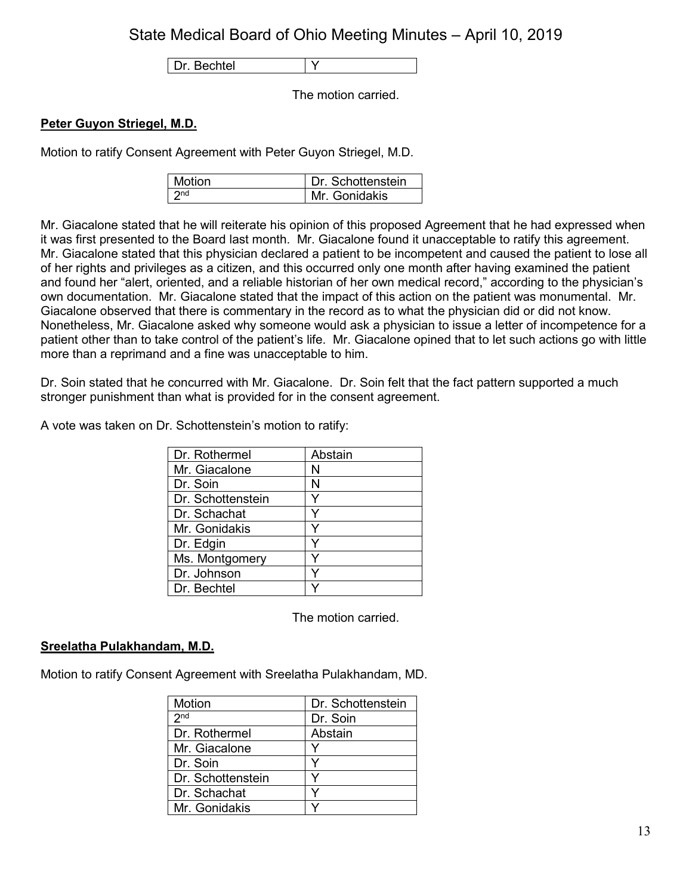| Dr. Bechtel | Y |
|---|---|

The motion carried.

**Peter Guyon Striegel, M.D.**

Motion to ratify Consent Agreement with Peter Guyon Striegel, M.D.

| Motion | Dr. Schottenstein |
|---|---|
| 2nd | Mr. Gonidakis |

Mr. Giacalone stated that he will reiterate his opinion of this proposed Agreement that he had expressed when it was first presented to the Board last month. Mr. Giacalone found it unacceptable to ratify this agreement. Mr. Giacalone stated that this physician declared a patient to be incompetent and caused the patient to lose all of her rights and privileges as a citizen, and this occurred only one month after having examined the patient and found her "alert, oriented, and a reliable historian of her own medical record," according to the physician's own documentation. Mr. Giacalone stated that the impact of this action on the patient was monumental. Mr. Giacalone observed that there is commentary in the record as to what the physician did or did not know. Nonetheless, Mr. Giacalone asked why someone would ask a physician to issue a letter of incompetence for a patient other than to take control of the patient's life. Mr. Giacalone opined that to let such actions go with little more than a reprimand and a fine was unacceptable to him.

Dr. Soin stated that he concurred with Mr. Giacalone. Dr. Soin felt that the fact pattern supported a much stronger punishment than what is provided for in the consent agreement.

A vote was taken on Dr. Schottenstein's motion to ratify:

| Dr. Rothermel | Abstain |
|---|---|
| Mr. Giacalone | N |
| Dr. Soin | N |
| Dr. Schottenstein | Y |
| Dr. Schachat | Y |
| Mr. Gonidakis | Y |
| Dr. Edgin | Y |
| Ms. Montgomery | Y |
| Dr. Johnson | Y |
| Dr. Bechtel | Y |

The motion carried.

**Sreelatha Pulakhandam, M.D.**

Motion to ratify Consent Agreement with Sreelatha Pulakhandam, MD.

| Motion | Dr. Schottenstein |
|---|---|
| 2nd | Dr. Soin |
| Dr. Rothermel | Abstain |
| Mr. Giacalone | Y |
| Dr. Soin | Y |
| Dr. Schottenstein | Y |
| Dr. Schachat | Y |
| Mr. Gonidakis | Y |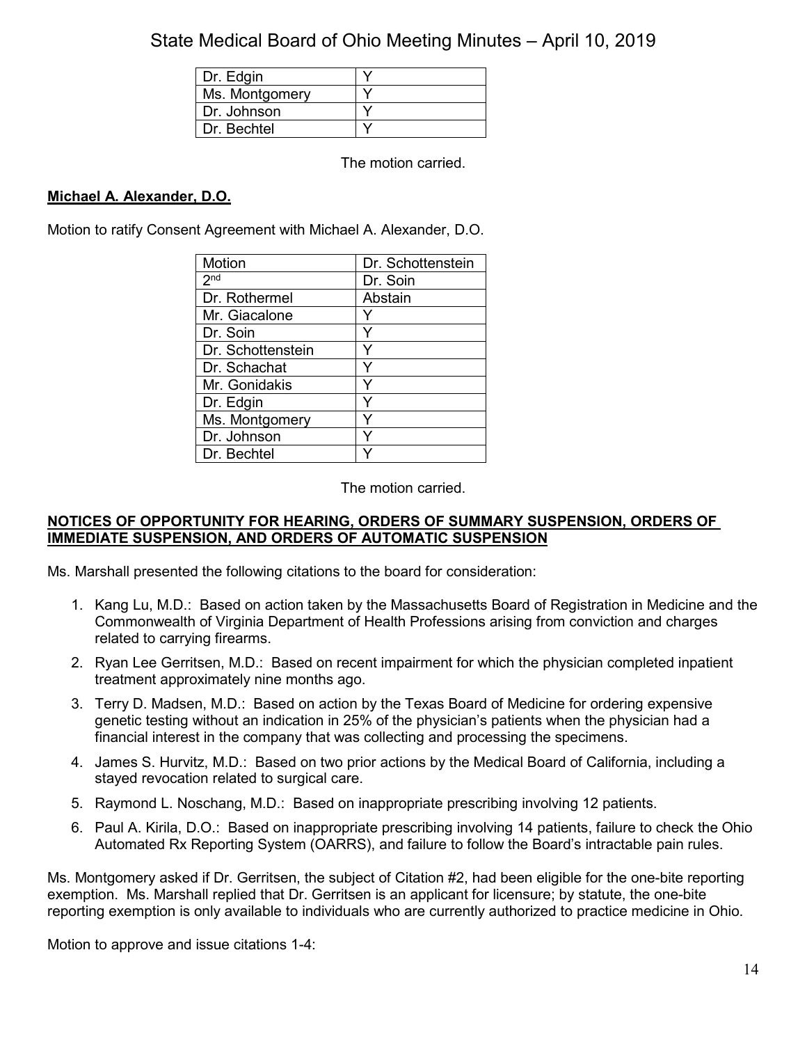| Dr. Edgin | Y |
|---|---|
| Ms. Montgomery | Y |
| Dr. Johnson | Y |
| Dr. Bechtel | Y |

The motion carried.

**Michael A. Alexander, D.O.**

Motion to ratify Consent Agreement with Michael A. Alexander, D.O.

| Motion | Dr. Schottenstein |
|---|---|
| 2nd | Dr. Soin |
| Dr. Rothermel | Abstain |
| Mr. Giacalone | Y |
| Dr. Soin | Y |
| Dr. Schottenstein | Y |
| Dr. Schachat | Y |
| Mr. Gonidakis | Y |
| Dr. Edgin | Y |
| Ms. Montgomery | Y |
| Dr. Johnson | Y |
| Dr. Bechtel | Y |

The motion carried.

**NOTICES OF OPPORTUNITY FOR HEARING, ORDERS OF SUMMARY SUSPENSION, ORDERS OF IMMEDIATE SUSPENSION, AND ORDERS OF AUTOMATIC SUSPENSION**

Ms. Marshall presented the following citations to the board for consideration:

1. Kang Lu, M.D.: Based on action taken by the Massachusetts Board of Registration in Medicine and the Commonwealth of Virginia Department of Health Professions arising from conviction and charges related to carrying firearms.
2. Ryan Lee Gerritsen, M.D.: Based on recent impairment for which the physician completed inpatient treatment approximately nine months ago.
3. Terry D. Madsen, M.D.: Based on action by the Texas Board of Medicine for ordering expensive genetic testing without an indication in 25% of the physician's patients when the physician had a financial interest in the company that was collecting and processing the specimens.
4. James S. Hurvitz, M.D.: Based on two prior actions by the Medical Board of California, including a stayed revocation related to surgical care.
5. Raymond L. Noschang, M.D.: Based on inappropriate prescribing involving 12 patients.
6. Paul A. Kirila, D.O.: Based on inappropriate prescribing involving 14 patients, failure to check the Ohio Automated Rx Reporting System (OARRS), and failure to follow the Board's intractable pain rules.

Ms. Montgomery asked if Dr. Gerritsen, the subject of Citation #2, had been eligible for the one-bite reporting exemption. Ms. Marshall replied that Dr. Gerritsen is an applicant for licensure; by statute, the one-bite reporting exemption is only available to individuals who are currently authorized to practice medicine in Ohio.

Motion to approve and issue citations 1-4: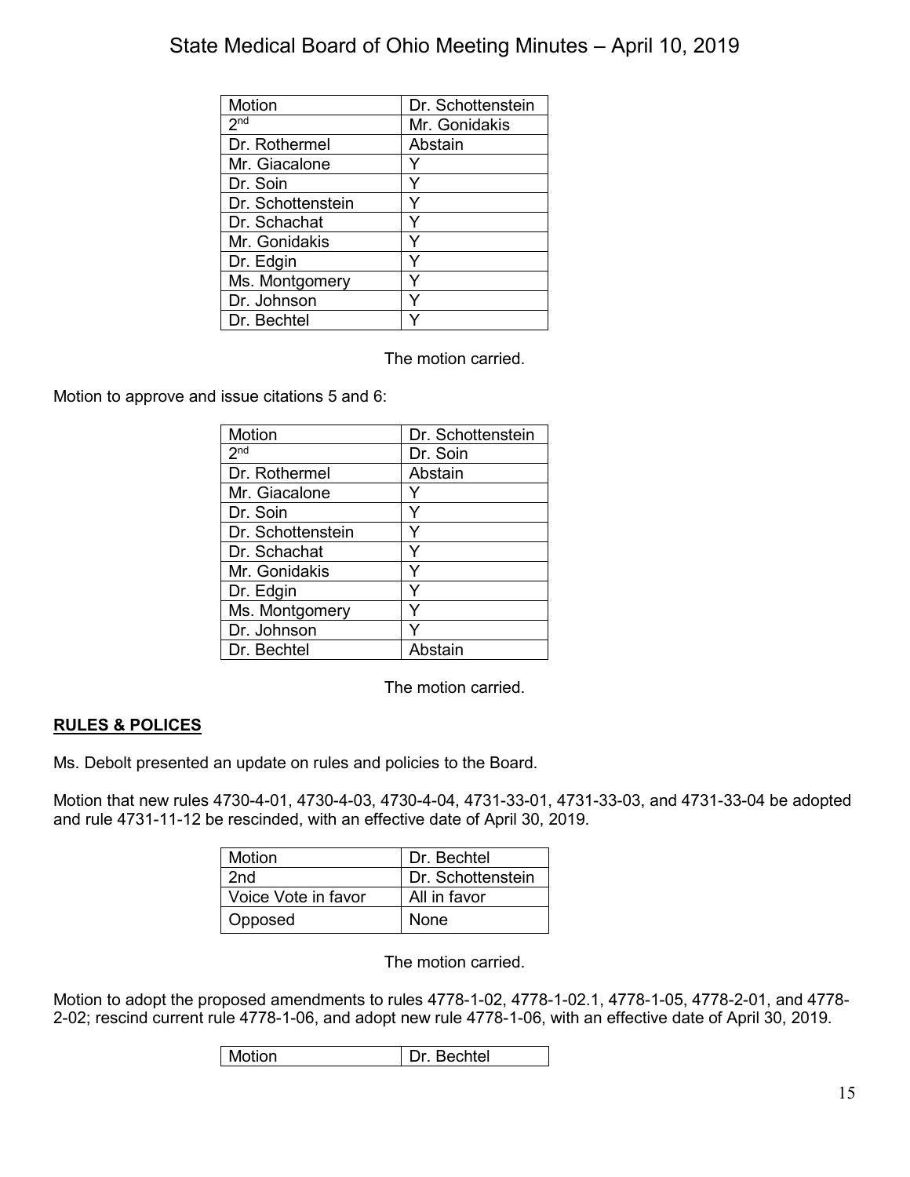| Motion | Dr. Schottenstein |
|---|---|
| 2nd | Mr. Gonidakis |
| Dr. Rothermel | Abstain |
| Mr. Giacalone | Y |
| Dr. Soin | Y |
| Dr. Schottenstein | Y |
| Dr. Schachat | Y |
| Mr. Gonidakis | Y |
| Dr. Edgin | Y |
| Ms. Montgomery | Y |
| Dr. Johnson | Y |
| Dr. Bechtel | Y |

The motion carried.

Motion to approve and issue citations 5 and 6:

| Motion | Dr. Schottenstein |
|---|---|
| 2nd | Dr. Soin |
| Dr. Rothermel | Abstain |
| Mr. Giacalone | Y |
| Dr. Soin | Y |
| Dr. Schottenstein | Y |
| Dr. Schachat | Y |
| Mr. Gonidakis | Y |
| Dr. Edgin | Y |
| Ms. Montgomery | Y |
| Dr. Johnson | Y |
| Dr. Bechtel | Abstain |

The motion carried.

## RULES & POLICES

Ms. Debolt presented an update on rules and policies to the Board.

Motion that new rules 4730-4-01, 4730-4-03, 4730-4-04, 4731-33-01, 4731-33-03, and 4731-33-04 be adopted and rule 4731-11-12 be rescinded, with an effective date of April 30, 2019.

| Motion | Dr. Bechtel |
|---|---|
| 2nd | Dr. Schottenstein |
| Voice Vote in favor | All in favor |
| Opposed | None |

The motion carried.

Motion to adopt the proposed amendments to rules 4778-1-02, 4778-1-02.1, 4778-1-05, 4778-2-01, and 4778-2-02; rescind current rule 4778-1-06, and adopt new rule 4778-1-06, with an effective date of April 30, 2019.

| Motion | Dr. Bechtel |
|---|---|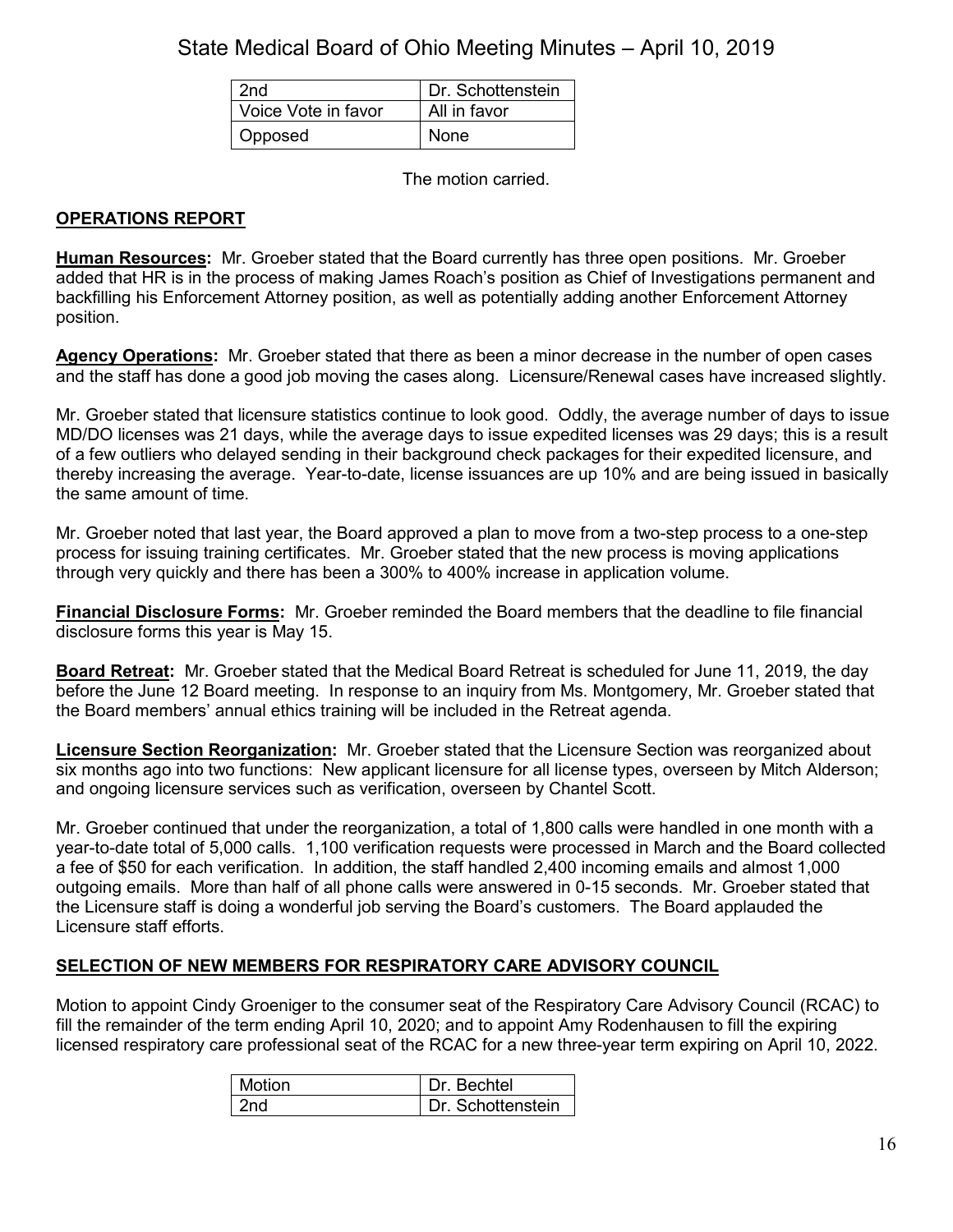| 2nd | Dr. Schottenstein |
|---|---|
| Voice Vote in favor | All in favor |
| Opposed | None |

The motion carried.

## OPERATIONS REPORT

**Human Resources:** Mr. Groeber stated that the Board currently has three open positions. Mr. Groeber added that HR is in the process of making James Roach's position as Chief of Investigations permanent and backfilling his Enforcement Attorney position, as well as potentially adding another Enforcement Attorney position.

**Agency Operations:** Mr. Groeber stated that there as been a minor decrease in the number of open cases and the staff has done a good job moving the cases along. Licensure/Renewal cases have increased slightly.

Mr. Groeber stated that licensure statistics continue to look good. Oddly, the average number of days to issue MD/DO licenses was 21 days, while the average days to issue expedited licenses was 29 days; this is a result of a few outliers who delayed sending in their background check packages for their expedited licensure, and thereby increasing the average. Year-to-date, license issuances are up 10% and are being issued in basically the same amount of time.

Mr. Groeber noted that last year, the Board approved a plan to move from a two-step process to a one-step process for issuing training certificates. Mr. Groeber stated that the new process is moving applications through very quickly and there has been a 300% to 400% increase in application volume.

**Financial Disclosure Forms:** Mr. Groeber reminded the Board members that the deadline to file financial disclosure forms this year is May 15.

**Board Retreat:** Mr. Groeber stated that the Medical Board Retreat is scheduled for June 11, 2019, the day before the June 12 Board meeting. In response to an inquiry from Ms. Montgomery, Mr. Groeber stated that the Board members' annual ethics training will be included in the Retreat agenda.

**Licensure Section Reorganization:** Mr. Groeber stated that the Licensure Section was reorganized about six months ago into two functions: New applicant licensure for all license types, overseen by Mitch Alderson; and ongoing licensure services such as verification, overseen by Chantel Scott.

Mr. Groeber continued that under the reorganization, a total of 1,800 calls were handled in one month with a year-to-date total of 5,000 calls. 1,100 verification requests were processed in March and the Board collected a fee of $50 for each verification. In addition, the staff handled 2,400 incoming emails and almost 1,000 outgoing emails. More than half of all phone calls were answered in 0-15 seconds. Mr. Groeber stated that the Licensure staff is doing a wonderful job serving the Board's customers. The Board applauded the Licensure staff efforts.

## SELECTION OF NEW MEMBERS FOR RESPIRATORY CARE ADVISORY COUNCIL

Motion to appoint Cindy Groeniger to the consumer seat of the Respiratory Care Advisory Council (RCAC) to fill the remainder of the term ending April 10, 2020; and to appoint Amy Rodenhausen to fill the expiring licensed respiratory care professional seat of the RCAC for a new three-year term expiring on April 10, 2022.

| Motion | Dr. Bechtel |
|---|---|
| 2nd | Dr. Schottenstein |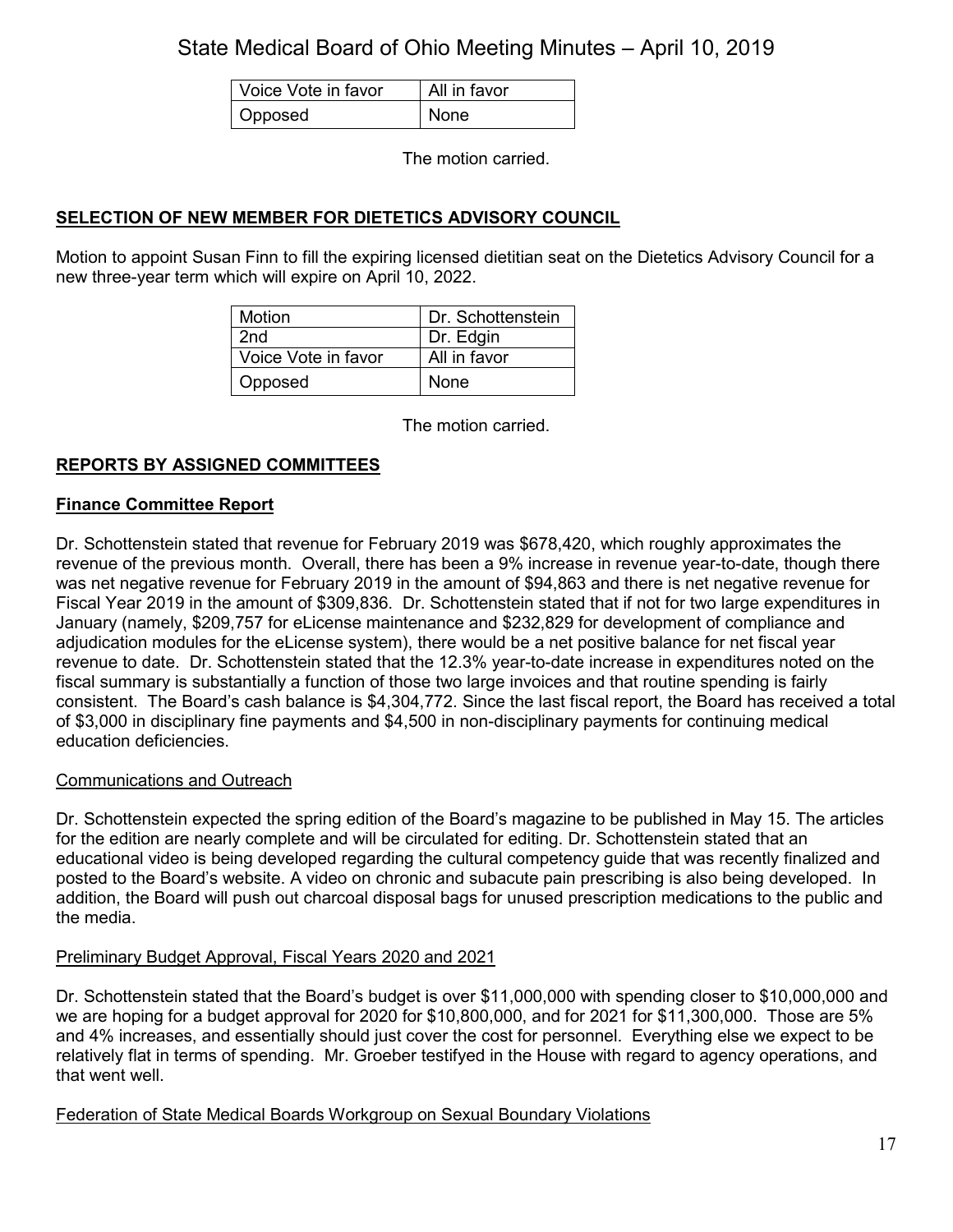| Voice Vote in favor | All in favor |
|---|---|
| Opposed | None |

The motion carried.

## SELECTION OF NEW MEMBER FOR DIETETICS ADVISORY COUNCIL

Motion to appoint Susan Finn to fill the expiring licensed dietitian seat on the Dietetics Advisory Council for a new three-year term which will expire on April 10, 2022.

| Motion | Dr. Schottenstein |
|---|---|
| 2nd | Dr. Edgin |
| Voice Vote in favor | All in favor |
| Opposed | None |

The motion carried.

## REPORTS BY ASSIGNED COMMITTEES

### Finance Committee Report

Dr. Schottenstein stated that revenue for February 2019 was $678,420, which roughly approximates the revenue of the previous month. Overall, there has been a 9% increase in revenue year-to-date, though there was net negative revenue for February 2019 in the amount of $94,863 and there is net negative revenue for Fiscal Year 2019 in the amount of $309,836. Dr. Schottenstein stated that if not for two large expenditures in January (namely, $209,757 for eLicense maintenance and $232,829 for development of compliance and adjudication modules for the eLicense system), there would be a net positive balance for net fiscal year revenue to date. Dr. Schottenstein stated that the 12.3% year-to-date increase in expenditures noted on the fiscal summary is substantially a function of those two large invoices and that routine spending is fairly consistent. The Board's cash balance is $4,304,772. Since the last fiscal report, the Board has received a total of $3,000 in disciplinary fine payments and $4,500 in non-disciplinary payments for continuing medical education deficiencies.

Communications and Outreach

Dr. Schottenstein expected the spring edition of the Board's magazine to be published in May 15. The articles for the edition are nearly complete and will be circulated for editing. Dr. Schottenstein stated that an educational video is being developed regarding the cultural competency guide that was recently finalized and posted to the Board's website. A video on chronic and subacute pain prescribing is also being developed. In addition, the Board will push out charcoal disposal bags for unused prescription medications to the public and the media.

Preliminary Budget Approval, Fiscal Years 2020 and 2021

Dr. Schottenstein stated that the Board's budget is over $11,000,000 with spending closer to $10,000,000 and we are hoping for a budget approval for 2020 for $10,800,000, and for 2021 for $11,300,000. Those are 5% and 4% increases, and essentially should just cover the cost for personnel. Everything else we expect to be relatively flat in terms of spending. Mr. Groeber testifyed in the House with regard to agency operations, and that went well.

Federation of State Medical Boards Workgroup on Sexual Boundary Violations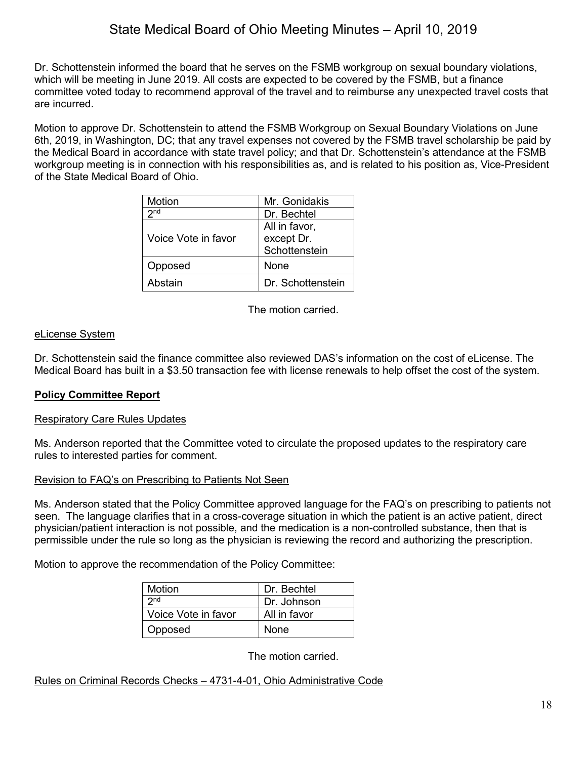Dr. Schottenstein informed the board that he serves on the FSMB workgroup on sexual boundary violations, which will be meeting in June 2019. All costs are expected to be covered by the FSMB, but a finance committee voted today to recommend approval of the travel and to reimburse any unexpected travel costs that are incurred.

Motion to approve Dr. Schottenstein to attend the FSMB Workgroup on Sexual Boundary Violations on June 6th, 2019, in Washington, DC; that any travel expenses not covered by the FSMB travel scholarship be paid by the Medical Board in accordance with state travel policy; and that Dr. Schottenstein's attendance at the FSMB workgroup meeting is in connection with his responsibilities as, and is related to his position as, Vice-President of the State Medical Board of Ohio.

| Motion | Mr. Gonidakis |
|---|---|
| 2nd | Dr. Bechtel |
| Voice Vote in favor | All in favor, except Dr. Schottenstein |
| Opposed | None |
| Abstain | Dr. Schottenstein |

The motion carried.

eLicense System

Dr. Schottenstein said the finance committee also reviewed DAS's information on the cost of eLicense. The Medical Board has built in a $3.50 transaction fee with license renewals to help offset the cost of the system.

**Policy Committee Report**

Respiratory Care Rules Updates

Ms. Anderson reported that the Committee voted to circulate the proposed updates to the respiratory care rules to interested parties for comment.

Revision to FAQ's on Prescribing to Patients Not Seen

Ms. Anderson stated that the Policy Committee approved language for the FAQ's on prescribing to patients not seen. The language clarifies that in a cross-coverage situation in which the patient is an active patient, direct physician/patient interaction is not possible, and the medication is a non-controlled substance, then that is permissible under the rule so long as the physician is reviewing the record and authorizing the prescription.

Motion to approve the recommendation of the Policy Committee:

| Motion | Dr. Bechtel |
|---|---|
| 2nd | Dr. Johnson |
| Voice Vote in favor | All in favor |
| Opposed | None |

The motion carried.

Rules on Criminal Records Checks – 4731-4-01, Ohio Administrative Code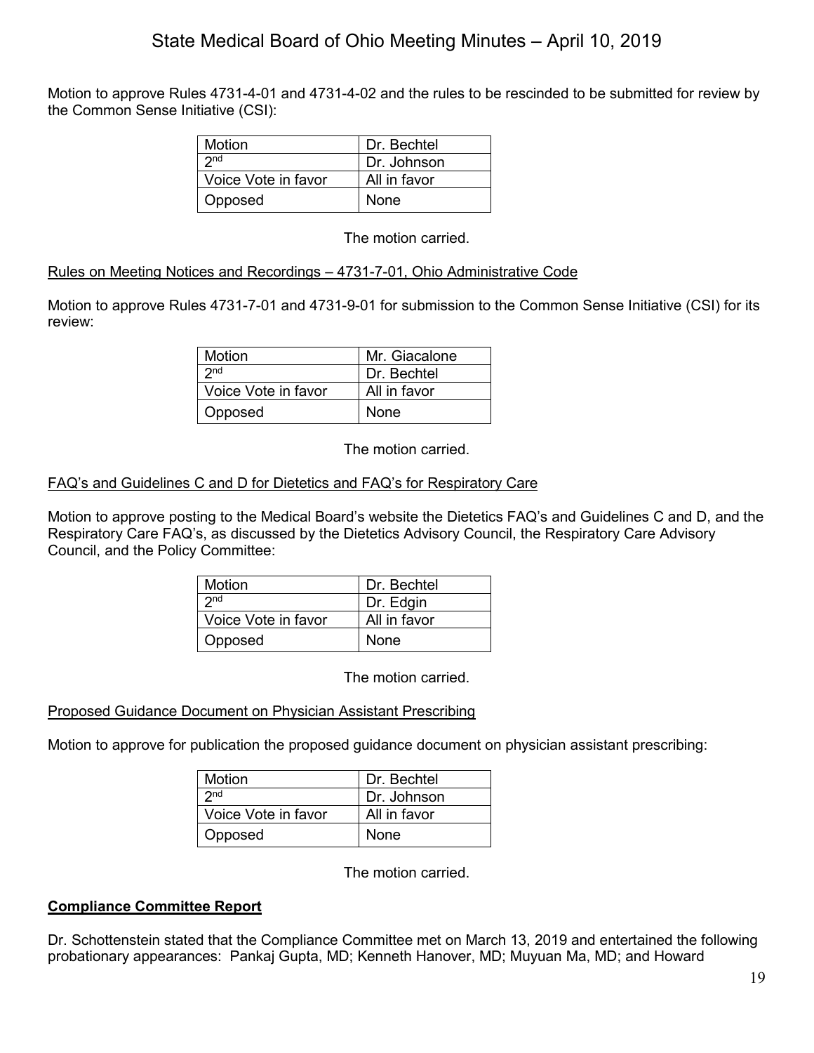Motion to approve Rules 4731-4-01 and 4731-4-02 and the rules to be rescinded to be submitted for review by the Common Sense Initiative (CSI):

| Motion | Dr. Bechtel |
|---|---|
| 2nd | Dr. Johnson |
| Voice Vote in favor | All in favor |
| Opposed | None |

The motion carried.

Rules on Meeting Notices and Recordings – 4731-7-01, Ohio Administrative Code

Motion to approve Rules 4731-7-01 and 4731-9-01 for submission to the Common Sense Initiative (CSI) for its review:

| Motion | Mr. Giacalone |
|---|---|
| 2nd | Dr. Bechtel |
| Voice Vote in favor | All in favor |
| Opposed | None |

The motion carried.

FAQ's and Guidelines C and D for Dietetics and FAQ's for Respiratory Care

Motion to approve posting to the Medical Board's website the Dietetics FAQ's and Guidelines C and D, and the Respiratory Care FAQ's, as discussed by the Dietetics Advisory Council, the Respiratory Care Advisory Council, and the Policy Committee:

| Motion | Dr. Bechtel |
|---|---|
| 2nd | Dr. Edgin |
| Voice Vote in favor | All in favor |
| Opposed | None |

The motion carried.

Proposed Guidance Document on Physician Assistant Prescribing

Motion to approve for publication the proposed guidance document on physician assistant prescribing:

| Motion | Dr. Bechtel |
|---|---|
| 2nd | Dr. Johnson |
| Voice Vote in favor | All in favor |
| Opposed | None |

The motion carried.

**Compliance Committee Report**

Dr. Schottenstein stated that the Compliance Committee met on March 13, 2019 and entertained the following probationary appearances: Pankaj Gupta, MD; Kenneth Hanover, MD; Muyuan Ma, MD; and Howard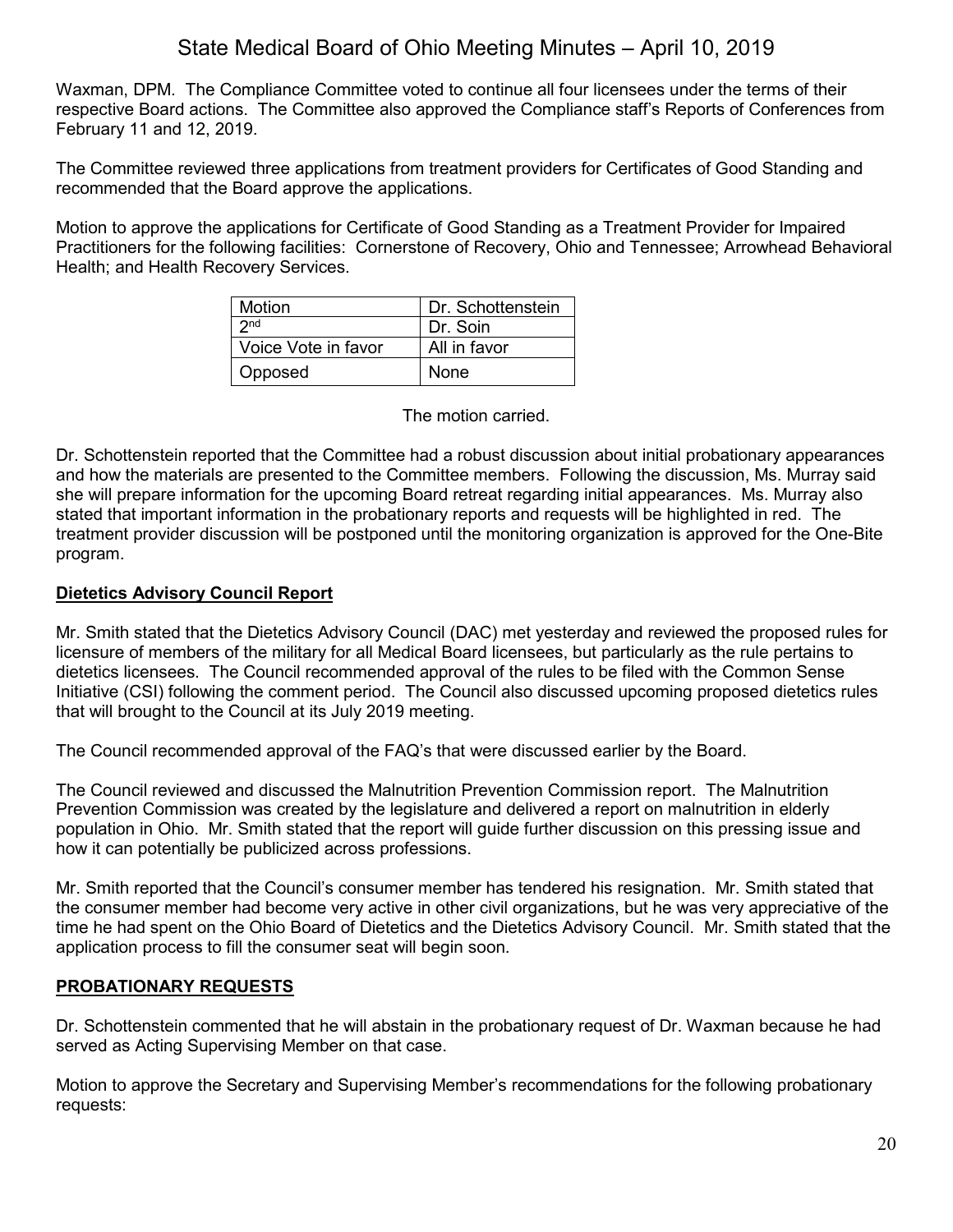Waxman, DPM. The Compliance Committee voted to continue all four licensees under the terms of their respective Board actions. The Committee also approved the Compliance staff's Reports of Conferences from February 11 and 12, 2019.

The Committee reviewed three applications from treatment providers for Certificates of Good Standing and recommended that the Board approve the applications.

Motion to approve the applications for Certificate of Good Standing as a Treatment Provider for Impaired Practitioners for the following facilities: Cornerstone of Recovery, Ohio and Tennessee; Arrowhead Behavioral Health; and Health Recovery Services.

| Motion | Dr. Schottenstein |
|---|---|
| 2nd | Dr. Soin |
| Voice Vote in favor | All in favor |
| Opposed | None |

The motion carried.

Dr. Schottenstein reported that the Committee had a robust discussion about initial probationary appearances and how the materials are presented to the Committee members. Following the discussion, Ms. Murray said she will prepare information for the upcoming Board retreat regarding initial appearances. Ms. Murray also stated that important information in the probationary reports and requests will be highlighted in red. The treatment provider discussion will be postponed until the monitoring organization is approved for the One-Bite program.

**Dietetics Advisory Council Report**

Mr. Smith stated that the Dietetics Advisory Council (DAC) met yesterday and reviewed the proposed rules for licensure of members of the military for all Medical Board licensees, but particularly as the rule pertains to dietetics licensees. The Council recommended approval of the rules to be filed with the Common Sense Initiative (CSI) following the comment period. The Council also discussed upcoming proposed dietetics rules that will brought to the Council at its July 2019 meeting.

The Council recommended approval of the FAQ's that were discussed earlier by the Board.

The Council reviewed and discussed the Malnutrition Prevention Commission report. The Malnutrition Prevention Commission was created by the legislature and delivered a report on malnutrition in elderly population in Ohio. Mr. Smith stated that the report will guide further discussion on this pressing issue and how it can potentially be publicized across professions.

Mr. Smith reported that the Council's consumer member has tendered his resignation. Mr. Smith stated that the consumer member had become very active in other civil organizations, but he was very appreciative of the time he had spent on the Ohio Board of Dietetics and the Dietetics Advisory Council. Mr. Smith stated that the application process to fill the consumer seat will begin soon.

**PROBATIONARY REQUESTS**

Dr. Schottenstein commented that he will abstain in the probationary request of Dr. Waxman because he had served as Acting Supervising Member on that case.

Motion to approve the Secretary and Supervising Member's recommendations for the following probationary requests: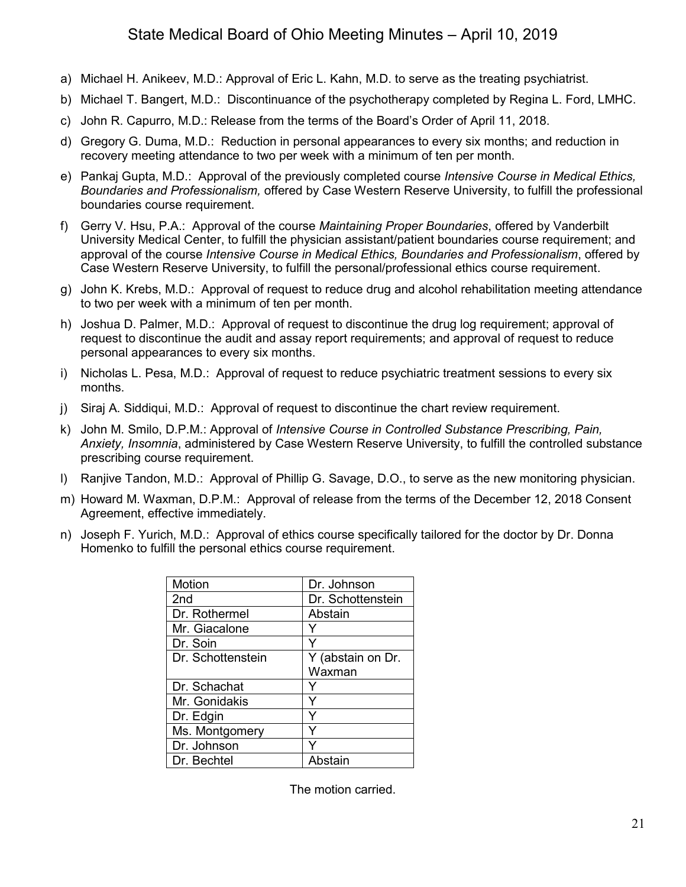a) Michael H. Anikeev, M.D.: Approval of Eric L. Kahn, M.D. to serve as the treating psychiatrist.

b) Michael T. Bangert, M.D.: Discontinuance of the psychotherapy completed by Regina L. Ford, LMHC.

c) John R. Capurro, M.D.: Release from the terms of the Board's Order of April 11, 2018.

d) Gregory G. Duma, M.D.: Reduction in personal appearances to every six months; and reduction in recovery meeting attendance to two per week with a minimum of ten per month.

e) Pankaj Gupta, M.D.: Approval of the previously completed course *Intensive Course in Medical Ethics, Boundaries and Professionalism,* offered by Case Western Reserve University, to fulfill the professional boundaries course requirement.

f) Gerry V. Hsu, P.A.: Approval of the course *Maintaining Proper Boundaries*, offered by Vanderbilt University Medical Center, to fulfill the physician assistant/patient boundaries course requirement; and approval of the course *Intensive Course in Medical Ethics, Boundaries and Professionalism*, offered by Case Western Reserve University, to fulfill the personal/professional ethics course requirement.

g) John K. Krebs, M.D.: Approval of request to reduce drug and alcohol rehabilitation meeting attendance to two per week with a minimum of ten per month.

h) Joshua D. Palmer, M.D.: Approval of request to discontinue the drug log requirement; approval of request to discontinue the audit and assay report requirements; and approval of request to reduce personal appearances to every six months.

i) Nicholas L. Pesa, M.D.: Approval of request to reduce psychiatric treatment sessions to every six months.

j) Siraj A. Siddiqui, M.D.: Approval of request to discontinue the chart review requirement.

k) John M. Smilo, D.P.M.: Approval of *Intensive Course in Controlled Substance Prescribing, Pain, Anxiety, Insomnia*, administered by Case Western Reserve University, to fulfill the controlled substance prescribing course requirement.

l) Ranjive Tandon, M.D.: Approval of Phillip G. Savage, D.O., to serve as the new monitoring physician.

m) Howard M. Waxman, D.P.M.: Approval of release from the terms of the December 12, 2018 Consent Agreement, effective immediately.

n) Joseph F. Yurich, M.D.: Approval of ethics course specifically tailored for the doctor by Dr. Donna Homenko to fulfill the personal ethics course requirement.

| Motion | Dr. Johnson |
|---|---|
| 2nd | Dr. Schottenstein |
| Dr. Rothermel | Abstain |
| Mr. Giacalone | Y |
| Dr. Soin | Y |
| Dr. Schottenstein | Y (abstain on Dr. Waxman |
| Dr. Schachat | Y |
| Mr. Gonidakis | Y |
| Dr. Edgin | Y |
| Ms. Montgomery | Y |
| Dr. Johnson | Y |
| Dr. Bechtel | Abstain |

The motion carried.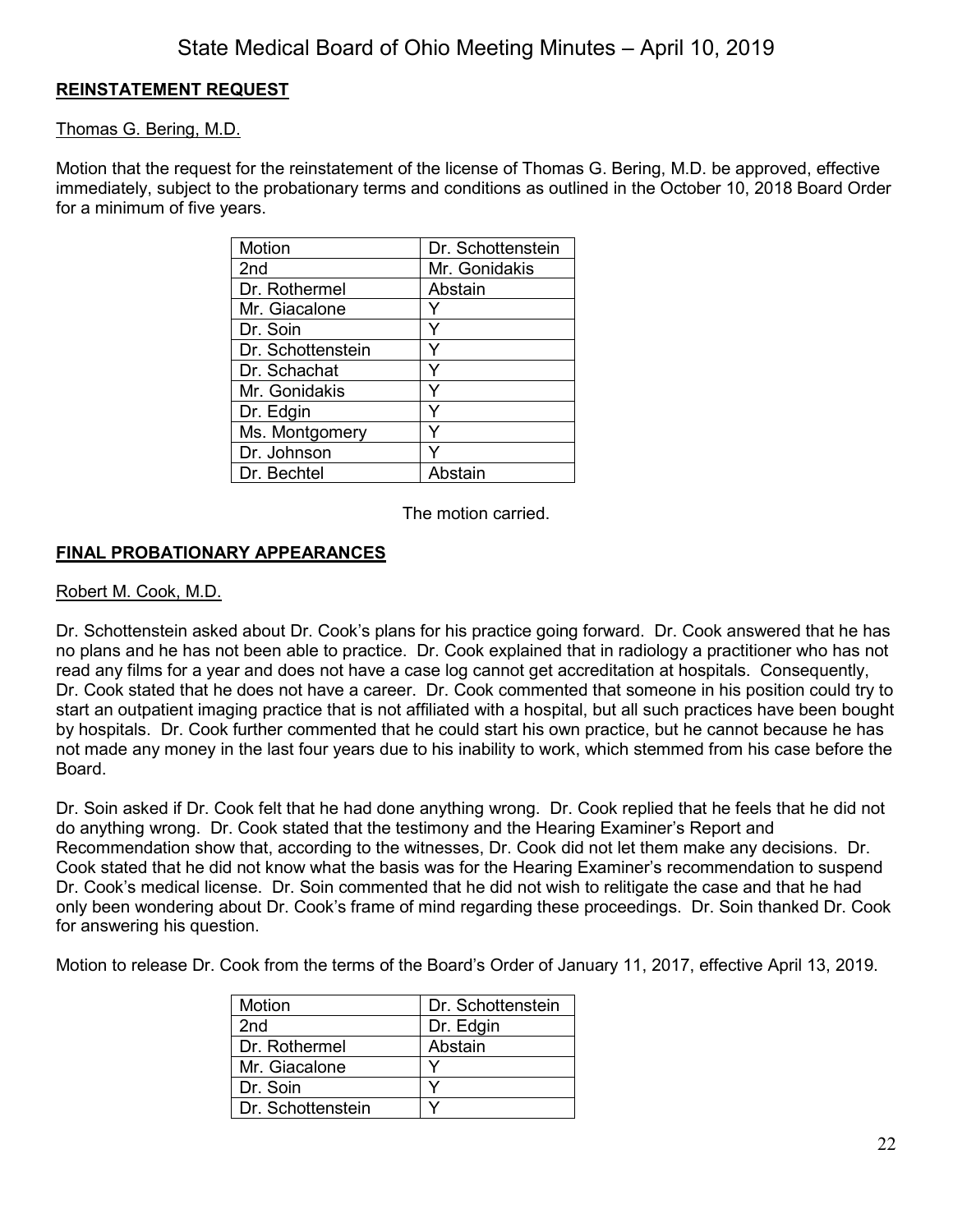## REINSTATEMENT REQUEST

Thomas G. Bering, M.D.

Motion that the request for the reinstatement of the license of Thomas G. Bering, M.D. be approved, effective immediately, subject to the probationary terms and conditions as outlined in the October 10, 2018 Board Order for a minimum of five years.

| Motion | Dr. Schottenstein |
|---|---|
| 2nd | Mr. Gonidakis |
| Dr. Rothermel | Abstain |
| Mr. Giacalone | Y |
| Dr. Soin | Y |
| Dr. Schottenstein | Y |
| Dr. Schachat | Y |
| Mr. Gonidakis | Y |
| Dr. Edgin | Y |
| Ms. Montgomery | Y |
| Dr. Johnson | Y |
| Dr. Bechtel | Abstain |

The motion carried.

## FINAL PROBATIONARY APPEARANCES

Robert M. Cook, M.D.

Dr. Schottenstein asked about Dr. Cook's plans for his practice going forward. Dr. Cook answered that he has no plans and he has not been able to practice. Dr. Cook explained that in radiology a practitioner who has not read any films for a year and does not have a case log cannot get accreditation at hospitals. Consequently, Dr. Cook stated that he does not have a career. Dr. Cook commented that someone in his position could try to start an outpatient imaging practice that is not affiliated with a hospital, but all such practices have been bought by hospitals. Dr. Cook further commented that he could start his own practice, but he cannot because he has not made any money in the last four years due to his inability to work, which stemmed from his case before the Board.

Dr. Soin asked if Dr. Cook felt that he had done anything wrong. Dr. Cook replied that he feels that he did not do anything wrong. Dr. Cook stated that the testimony and the Hearing Examiner's Report and Recommendation show that, according to the witnesses, Dr. Cook did not let them make any decisions. Dr. Cook stated that he did not know what the basis was for the Hearing Examiner's recommendation to suspend Dr. Cook's medical license. Dr. Soin commented that he did not wish to relitigate the case and that he had only been wondering about Dr. Cook's frame of mind regarding these proceedings. Dr. Soin thanked Dr. Cook for answering his question.

Motion to release Dr. Cook from the terms of the Board's Order of January 11, 2017, effective April 13, 2019.

| Motion | Dr. Schottenstein |
|---|---|
| 2nd | Dr. Edgin |
| Dr. Rothermel | Abstain |
| Mr. Giacalone | Y |
| Dr. Soin | Y |
| Dr. Schottenstein | Y |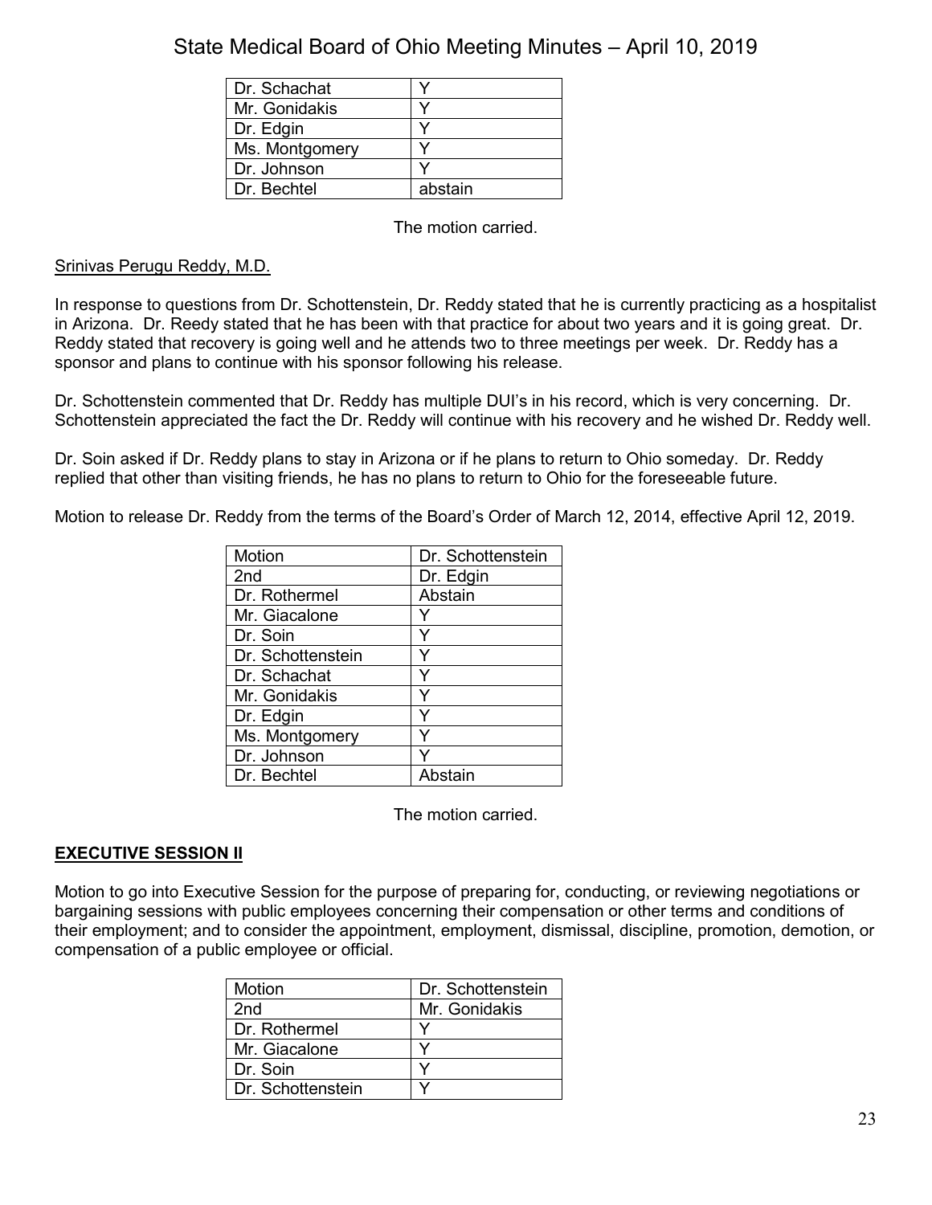| | |
|---|---|
| Dr. Schachat | Y |
| Mr. Gonidakis | Y |
| Dr. Edgin | Y |
| Ms. Montgomery | Y |
| Dr. Johnson | Y |
| Dr. Bechtel | abstain |

The motion carried.

<u>Srinivas Perugu Reddy, M.D.</u>

In response to questions from Dr. Schottenstein, Dr. Reddy stated that he is currently practicing as a hospitalist in Arizona. Dr. Reedy stated that he has been with that practice for about two years and it is going great. Dr. Reddy stated that recovery is going well and he attends two to three meetings per week. Dr. Reddy has a sponsor and plans to continue with his sponsor following his release.

Dr. Schottenstein commented that Dr. Reddy has multiple DUI's in his record, which is very concerning. Dr. Schottenstein appreciated the fact the Dr. Reddy will continue with his recovery and he wished Dr. Reddy well.

Dr. Soin asked if Dr. Reddy plans to stay in Arizona or if he plans to return to Ohio someday. Dr. Reddy replied that other than visiting friends, he has no plans to return to Ohio for the foreseeable future.

Motion to release Dr. Reddy from the terms of the Board's Order of March 12, 2014, effective April 12, 2019.

| Motion | Dr. Schottenstein |
|---|---|
| 2nd | Dr. Edgin |
| Dr. Rothermel | Abstain |
| Mr. Giacalone | Y |
| Dr. Soin | Y |
| Dr. Schottenstein | Y |
| Dr. Schachat | Y |
| Mr. Gonidakis | Y |
| Dr. Edgin | Y |
| Ms. Montgomery | Y |
| Dr. Johnson | Y |
| Dr. Bechtel | Abstain |

The motion carried.

## EXECUTIVE SESSION II

Motion to go into Executive Session for the purpose of preparing for, conducting, or reviewing negotiations or bargaining sessions with public employees concerning their compensation or other terms and conditions of their employment; and to consider the appointment, employment, dismissal, discipline, promotion, demotion, or compensation of a public employee or official.

| Motion | Dr. Schottenstein |
|---|---|
| 2nd | Mr. Gonidakis |
| Dr. Rothermel | Y |
| Mr. Giacalone | Y |
| Dr. Soin | Y |
| Dr. Schottenstein | Y |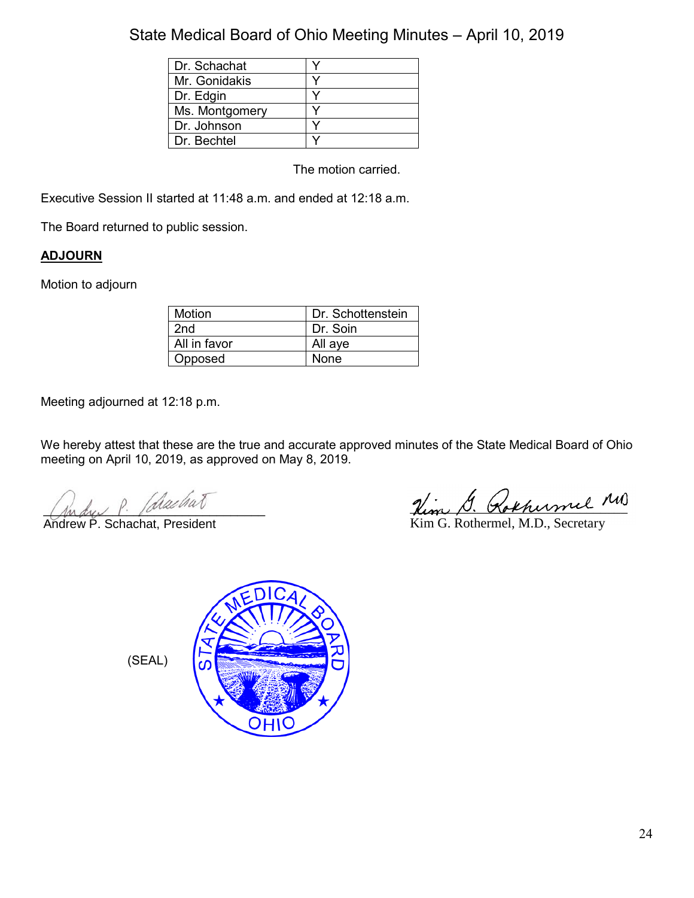| Dr. Schachat | Y |
|---|---|
| Mr. Gonidakis | Y |
| Dr. Edgin | Y |
| Ms. Montgomery | Y |
| Dr. Johnson | Y |
| Dr. Bechtel | Y |

The motion carried.

Executive Session II started at 11:48 a.m. and ended at 12:18 a.m.

The Board returned to public session.

**ADJOURN**

Motion to adjourn

| Motion | Dr. Schottenstein |
|---|---|
| 2nd | Dr. Soin |
| All in favor | All aye |
| Opposed | None |

Meeting adjourned at 12:18 p.m.

We hereby attest that these are the true and accurate approved minutes of the State Medical Board of Ohio meeting on April 10, 2019, as approved on May 8, 2019.

Andrew P. Schachat, President

Kim G. Rothermel, M.D., Secretary

(SEAL)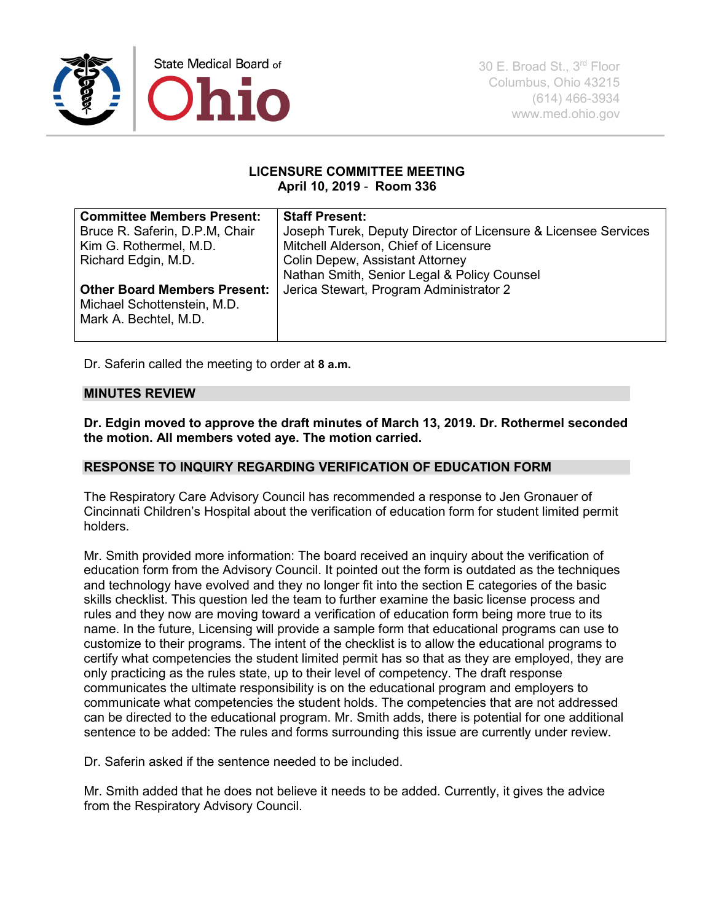State Medical Board of Ohio

30 E. Broad St., 3rd Floor
Columbus, Ohio 43215
(614) 466-3934
www.med.ohio.gov

**LICENSURE COMMITTEE MEETING**
**April 10, 2019 - Room 336**

| **Committee Members Present:** | **Staff Present:** |
|---|---|
| Bruce R. Saferin, D.P.M, Chair<br>Kim G. Rothermel, M.D.<br>Richard Edgin, M.D.<br><br>**Other Board Members Present:**<br>Michael Schottenstein, M.D.<br>Mark A. Bechtel, M.D. | Joseph Turek, Deputy Director of Licensure & Licensee Services<br>Mitchell Alderson, Chief of Licensure<br>Colin Depew, Assistant Attorney<br>Nathan Smith, Senior Legal & Policy Counsel<br>Jerica Stewart, Program Administrator 2 |

Dr. Saferin called the meeting to order at **8 a.m.**

## MINUTES REVIEW

**Dr. Edgin moved to approve the draft minutes of March 13, 2019. Dr. Rothermel seconded the motion. All members voted aye. The motion carried.**

## RESPONSE TO INQUIRY REGARDING VERIFICATION OF EDUCATION FORM

The Respiratory Care Advisory Council has recommended a response to Jen Gronauer of Cincinnati Children's Hospital about the verification of education form for student limited permit holders.

Mr. Smith provided more information: The board received an inquiry about the verification of education form from the Advisory Council. It pointed out the form is outdated as the techniques and technology have evolved and they no longer fit into the section E categories of the basic skills checklist. This question led the team to further examine the basic license process and rules and they now are moving toward a verification of education form being more true to its name. In the future, Licensing will provide a sample form that educational programs can use to customize to their programs. The intent of the checklist is to allow the educational programs to certify what competencies the student limited permit has so that as they are employed, they are only practicing as the rules state, up to their level of competency. The draft response communicates the ultimate responsibility is on the educational program and employers to communicate what competencies the student holds. The competencies that are not addressed can be directed to the educational program. Mr. Smith adds, there is potential for one additional sentence to be added: The rules and forms surrounding this issue are currently under review.

Dr. Saferin asked if the sentence needed to be included.

Mr. Smith added that he does not believe it needs to be added. Currently, it gives the advice from the Respiratory Advisory Council.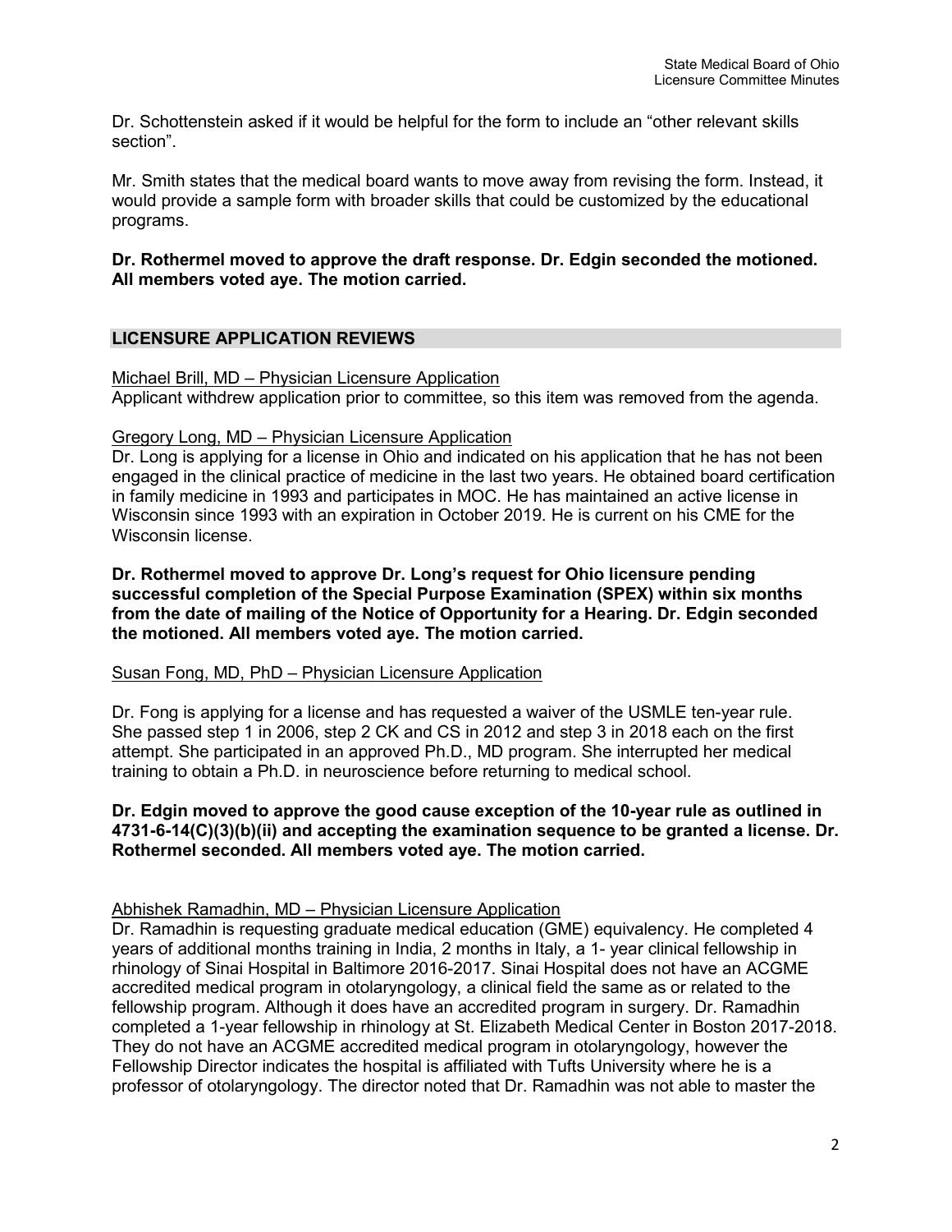Dr. Schottenstein asked if it would be helpful for the form to include an "other relevant skills section".

Mr. Smith states that the medical board wants to move away from revising the form. Instead, it would provide a sample form with broader skills that could be customized by the educational programs.

**Dr. Rothermel moved to approve the draft response. Dr. Edgin seconded the motioned. All members voted aye. The motion carried.**

## LICENSURE APPLICATION REVIEWS

Michael Brill, MD – Physician Licensure Application
Applicant withdrew application prior to committee, so this item was removed from the agenda.

Gregory Long, MD – Physician Licensure Application
Dr. Long is applying for a license in Ohio and indicated on his application that he has not been engaged in the clinical practice of medicine in the last two years. He obtained board certification in family medicine in 1993 and participates in MOC. He has maintained an active license in Wisconsin since 1993 with an expiration in October 2019. He is current on his CME for the Wisconsin license.

**Dr. Rothermel moved to approve Dr. Long's request for Ohio licensure pending successful completion of the Special Purpose Examination (SPEX) within six months from the date of mailing of the Notice of Opportunity for a Hearing. Dr. Edgin seconded the motioned. All members voted aye. The motion carried.**

Susan Fong, MD, PhD – Physician Licensure Application

Dr. Fong is applying for a license and has requested a waiver of the USMLE ten-year rule. She passed step 1 in 2006, step 2 CK and CS in 2012 and step 3 in 2018 each on the first attempt. She participated in an approved Ph.D., MD program. She interrupted her medical training to obtain a Ph.D. in neuroscience before returning to medical school.

**Dr. Edgin moved to approve the good cause exception of the 10-year rule as outlined in 4731-6-14(C)(3)(b)(ii) and accepting the examination sequence to be granted a license. Dr. Rothermel seconded. All members voted aye. The motion carried.**

Abhishek Ramadhin, MD – Physician Licensure Application
Dr. Ramadhin is requesting graduate medical education (GME) equivalency. He completed 4 years of additional months training in India, 2 months in Italy, a 1- year clinical fellowship in rhinology of Sinai Hospital in Baltimore 2016-2017. Sinai Hospital does not have an ACGME accredited medical program in otolaryngology, a clinical field the same as or related to the fellowship program. Although it does have an accredited program in surgery. Dr. Ramadhin completed a 1-year fellowship in rhinology at St. Elizabeth Medical Center in Boston 2017-2018. They do not have an ACGME accredited medical program in otolaryngology, however the Fellowship Director indicates the hospital is affiliated with Tufts University where he is a professor of otolaryngology. The director noted that Dr. Ramadhin was not able to master the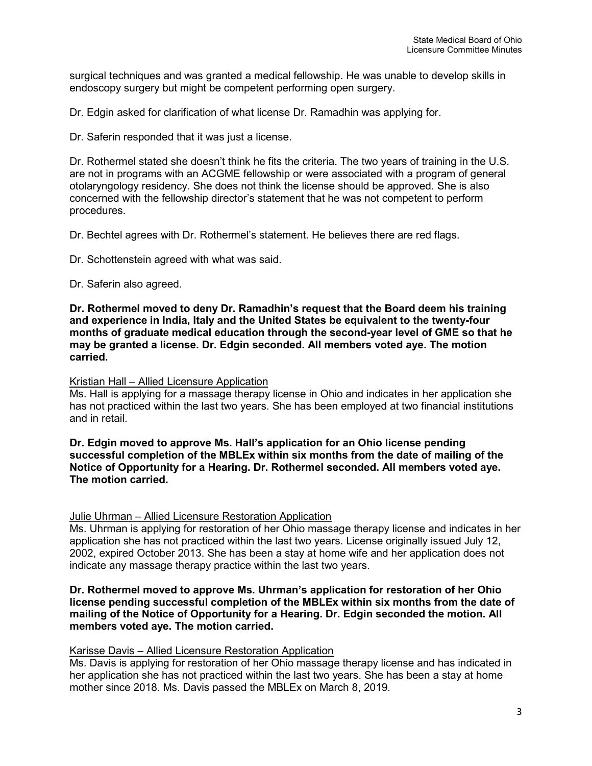surgical techniques and was granted a medical fellowship. He was unable to develop skills in endoscopy surgery but might be competent performing open surgery.

Dr. Edgin asked for clarification of what license Dr. Ramadhin was applying for.

Dr. Saferin responded that it was just a license.

Dr. Rothermel stated she doesn't think he fits the criteria. The two years of training in the U.S. are not in programs with an ACGME fellowship or were associated with a program of general otolaryngology residency. She does not think the license should be approved. She is also concerned with the fellowship director's statement that he was not competent to perform procedures.

Dr. Bechtel agrees with Dr. Rothermel's statement. He believes there are red flags.

Dr. Schottenstein agreed with what was said.

Dr. Saferin also agreed.

**Dr. Rothermel moved to deny Dr. Ramadhin's request that the Board deem his training and experience in India, Italy and the United States be equivalent to the twenty-four months of graduate medical education through the second-year level of GME so that he may be granted a license. Dr. Edgin seconded. All members voted aye. The motion carried.**

<u>Kristian Hall – Allied Licensure Application</u>

Ms. Hall is applying for a massage therapy license in Ohio and indicates in her application she has not practiced within the last two years. She has been employed at two financial institutions and in retail.

**Dr. Edgin moved to approve Ms. Hall's application for an Ohio license pending successful completion of the MBLEx within six months from the date of mailing of the Notice of Opportunity for a Hearing. Dr. Rothermel seconded. All members voted aye. The motion carried.**

<u>Julie Uhrman – Allied Licensure Restoration Application</u>

Ms. Uhrman is applying for restoration of her Ohio massage therapy license and indicates in her application she has not practiced within the last two years. License originally issued July 12, 2002, expired October 2013. She has been a stay at home wife and her application does not indicate any massage therapy practice within the last two years.

**Dr. Rothermel moved to approve Ms. Uhrman's application for restoration of her Ohio license pending successful completion of the MBLEx within six months from the date of mailing of the Notice of Opportunity for a Hearing. Dr. Edgin seconded the motion. All members voted aye. The motion carried.**

<u>Karisse Davis – Allied Licensure Restoration Application</u>

Ms. Davis is applying for restoration of her Ohio massage therapy license and has indicated in her application she has not practiced within the last two years. She has been a stay at home mother since 2018. Ms. Davis passed the MBLEx on March 8, 2019.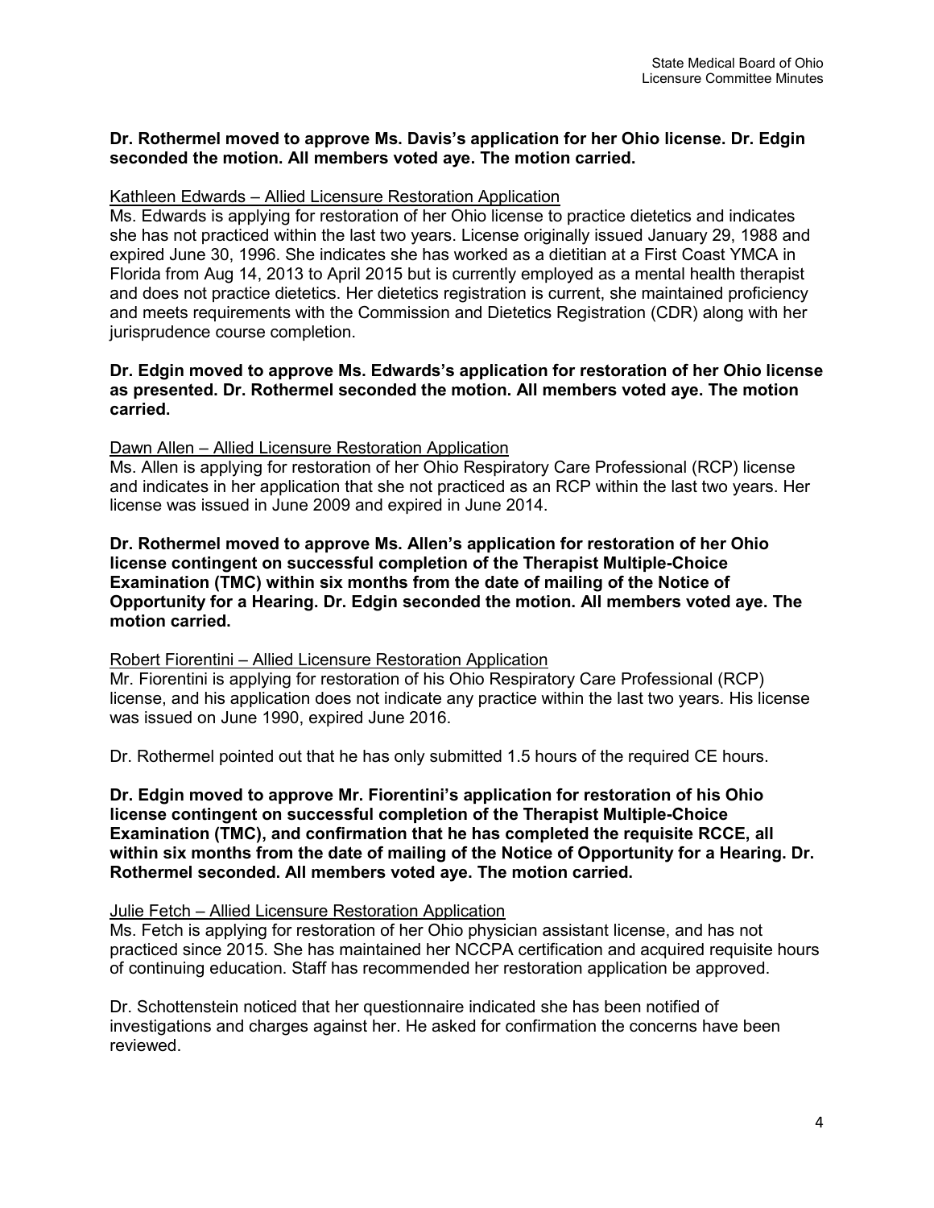**Dr. Rothermel moved to approve Ms. Davis's application for her Ohio license. Dr. Edgin seconded the motion. All members voted aye. The motion carried.**

Kathleen Edwards – Allied Licensure Restoration Application

Ms. Edwards is applying for restoration of her Ohio license to practice dietetics and indicates she has not practiced within the last two years. License originally issued January 29, 1988 and expired June 30, 1996. She indicates she has worked as a dietitian at a First Coast YMCA in Florida from Aug 14, 2013 to April 2015 but is currently employed as a mental health therapist and does not practice dietetics. Her dietetics registration is current, she maintained proficiency and meets requirements with the Commission and Dietetics Registration (CDR) along with her jurisprudence course completion.

**Dr. Edgin moved to approve Ms. Edwards's application for restoration of her Ohio license as presented. Dr. Rothermel seconded the motion. All members voted aye. The motion carried.**

Dawn Allen – Allied Licensure Restoration Application

Ms. Allen is applying for restoration of her Ohio Respiratory Care Professional (RCP) license and indicates in her application that she not practiced as an RCP within the last two years. Her license was issued in June 2009 and expired in June 2014.

**Dr. Rothermel moved to approve Ms. Allen's application for restoration of her Ohio license contingent on successful completion of the Therapist Multiple-Choice Examination (TMC) within six months from the date of mailing of the Notice of Opportunity for a Hearing. Dr. Edgin seconded the motion. All members voted aye. The motion carried.**

Robert Fiorentini – Allied Licensure Restoration Application

Mr. Fiorentini is applying for restoration of his Ohio Respiratory Care Professional (RCP) license, and his application does not indicate any practice within the last two years. His license was issued on June 1990, expired June 2016.

Dr. Rothermel pointed out that he has only submitted 1.5 hours of the required CE hours.

**Dr. Edgin moved to approve Mr. Fiorentini's application for restoration of his Ohio license contingent on successful completion of the Therapist Multiple-Choice Examination (TMC), and confirmation that he has completed the requisite RCCE, all within six months from the date of mailing of the Notice of Opportunity for a Hearing. Dr. Rothermel seconded. All members voted aye. The motion carried.**

Julie Fetch – Allied Licensure Restoration Application

Ms. Fetch is applying for restoration of her Ohio physician assistant license, and has not practiced since 2015. She has maintained her NCCPA certification and acquired requisite hours of continuing education. Staff has recommended her restoration application be approved.

Dr. Schottenstein noticed that her questionnaire indicated she has been notified of investigations and charges against her. He asked for confirmation the concerns have been reviewed.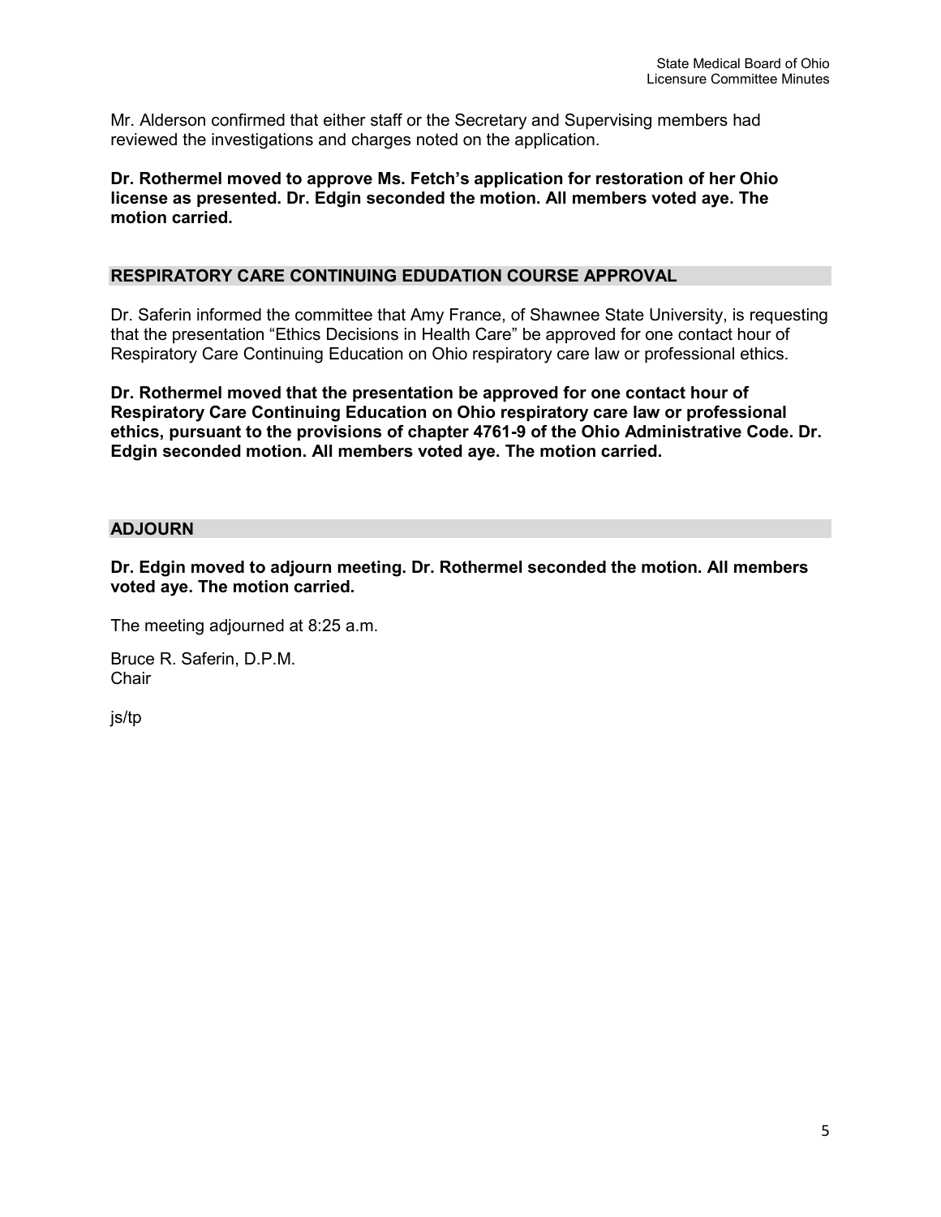Mr. Alderson confirmed that either staff or the Secretary and Supervising members had reviewed the investigations and charges noted on the application.

**Dr. Rothermel moved to approve Ms. Fetch's application for restoration of her Ohio license as presented. Dr. Edgin seconded the motion. All members voted aye. The motion carried.**

## RESPIRATORY CARE CONTINUING EDUDATION COURSE APPROVAL

Dr. Saferin informed the committee that Amy France, of Shawnee State University, is requesting that the presentation "Ethics Decisions in Health Care" be approved for one contact hour of Respiratory Care Continuing Education on Ohio respiratory care law or professional ethics.

**Dr. Rothermel moved that the presentation be approved for one contact hour of Respiratory Care Continuing Education on Ohio respiratory care law or professional ethics, pursuant to the provisions of chapter 4761-9 of the Ohio Administrative Code. Dr. Edgin seconded motion. All members voted aye. The motion carried.**

## ADJOURN

**Dr. Edgin moved to adjourn meeting. Dr. Rothermel seconded the motion. All members voted aye. The motion carried.**

The meeting adjourned at 8:25 a.m.

Bruce R. Saferin, D.P.M.
Chair

js/tp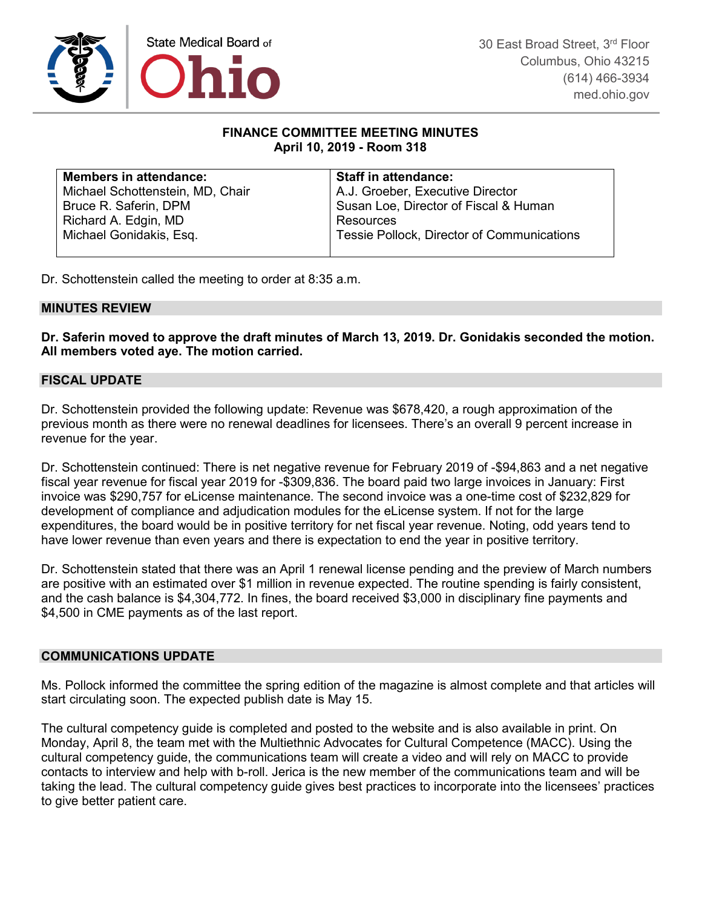State Medical Board of Ohio

30 East Broad Street, 3rd Floor
Columbus, Ohio 43215
(614) 466-3934
med.ohio.gov

**FINANCE COMMITTEE MEETING MINUTES**
**April 10, 2019 - Room 318**

| **Members in attendance:** | **Staff in attendance:** |
| --- | --- |
| Michael Schottenstein, MD, Chair<br>Bruce R. Saferin, DPM<br>Richard A. Edgin, MD<br>Michael Gonidakis, Esq. | A.J. Groeber, Executive Director<br>Susan Loe, Director of Fiscal & Human Resources<br>Tessie Pollock, Director of Communications |

Dr. Schottenstein called the meeting to order at 8:35 a.m.

## MINUTES REVIEW

**Dr. Saferin moved to approve the draft minutes of March 13, 2019. Dr. Gonidakis seconded the motion. All members voted aye. The motion carried.**

## FISCAL UPDATE

Dr. Schottenstein provided the following update: Revenue was $678,420, a rough approximation of the previous month as there were no renewal deadlines for licensees. There's an overall 9 percent increase in revenue for the year.

Dr. Schottenstein continued: There is net negative revenue for February 2019 of -$94,863 and a net negative fiscal year revenue for fiscal year 2019 for -$309,836. The board paid two large invoices in January: First invoice was $290,757 for eLicense maintenance. The second invoice was a one-time cost of $232,829 for development of compliance and adjudication modules for the eLicense system. If not for the large expenditures, the board would be in positive territory for net fiscal year revenue. Noting, odd years tend to have lower revenue than even years and there is expectation to end the year in positive territory.

Dr. Schottenstein stated that there was an April 1 renewal license pending and the preview of March numbers are positive with an estimated over $1 million in revenue expected. The routine spending is fairly consistent, and the cash balance is $4,304,772. In fines, the board received $3,000 in disciplinary fine payments and $4,500 in CME payments as of the last report.

## COMMUNICATIONS UPDATE

Ms. Pollock informed the committee the spring edition of the magazine is almost complete and that articles will start circulating soon. The expected publish date is May 15.

The cultural competency guide is completed and posted to the website and is also available in print. On Monday, April 8, the team met with the Multiethnic Advocates for Cultural Competence (MACC). Using the cultural competency guide, the communications team will create a video and will rely on MACC to provide contacts to interview and help with b-roll. Jerica is the new member of the communications team and will be taking the lead. The cultural competency guide gives best practices to incorporate into the licensees' practices to give better patient care.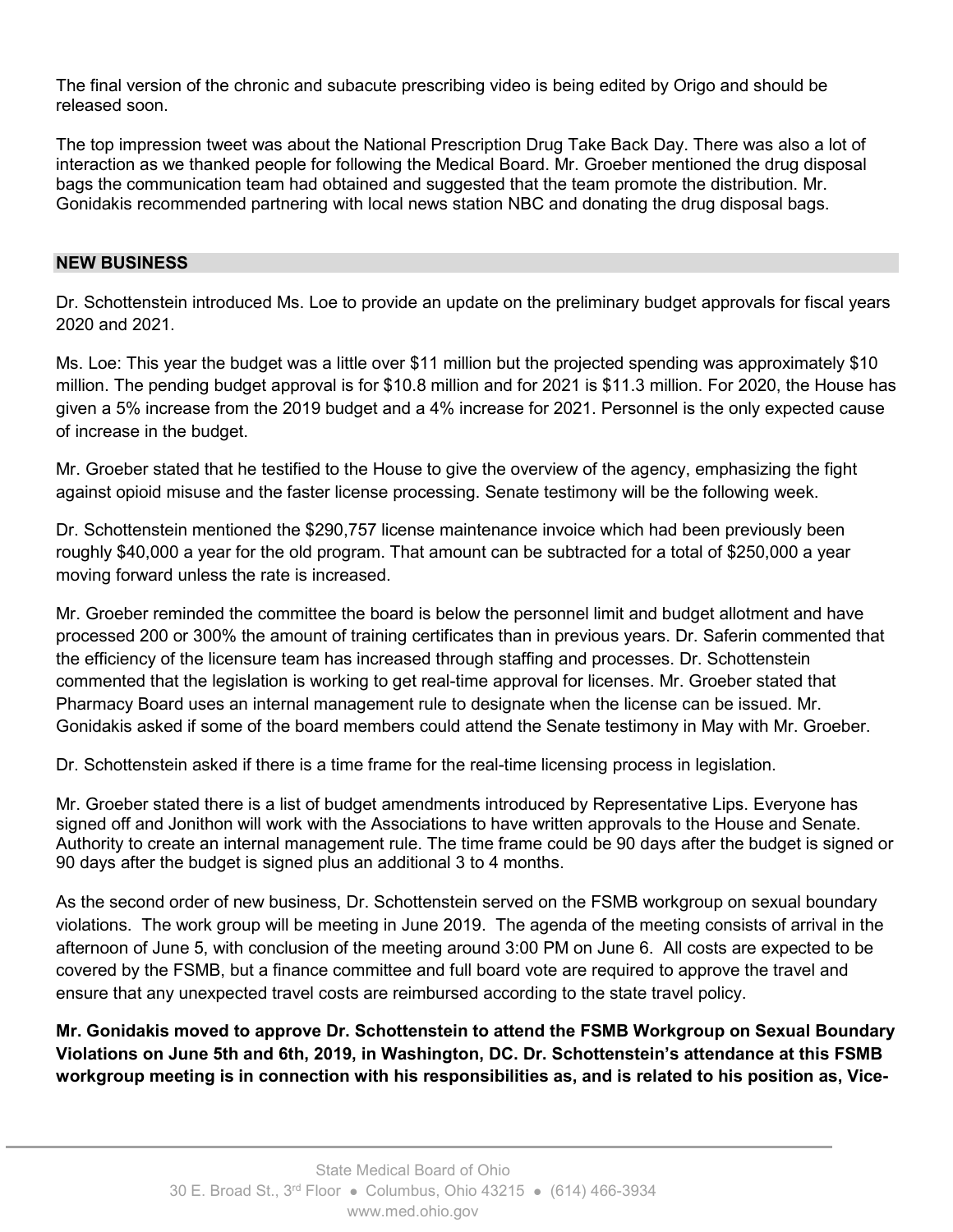The final version of the chronic and subacute prescribing video is being edited by Origo and should be released soon.

The top impression tweet was about the National Prescription Drug Take Back Day. There was also a lot of interaction as we thanked people for following the Medical Board. Mr. Groeber mentioned the drug disposal bags the communication team had obtained and suggested that the team promote the distribution. Mr. Gonidakis recommended partnering with local news station NBC and donating the drug disposal bags.

## NEW BUSINESS

Dr. Schottenstein introduced Ms. Loe to provide an update on the preliminary budget approvals for fiscal years 2020 and 2021.

Ms. Loe: This year the budget was a little over $11 million but the projected spending was approximately $10 million. The pending budget approval is for $10.8 million and for 2021 is $11.3 million. For 2020, the House has given a 5% increase from the 2019 budget and a 4% increase for 2021. Personnel is the only expected cause of increase in the budget.

Mr. Groeber stated that he testified to the House to give the overview of the agency, emphasizing the fight against opioid misuse and the faster license processing. Senate testimony will be the following week.

Dr. Schottenstein mentioned the $290,757 license maintenance invoice which had been previously been roughly $40,000 a year for the old program. That amount can be subtracted for a total of $250,000 a year moving forward unless the rate is increased.

Mr. Groeber reminded the committee the board is below the personnel limit and budget allotment and have processed 200 or 300% the amount of training certificates than in previous years. Dr. Saferin commented that the efficiency of the licensure team has increased through staffing and processes. Dr. Schottenstein commented that the legislation is working to get real-time approval for licenses. Mr. Groeber stated that Pharmacy Board uses an internal management rule to designate when the license can be issued. Mr. Gonidakis asked if some of the board members could attend the Senate testimony in May with Mr. Groeber.

Dr. Schottenstein asked if there is a time frame for the real-time licensing process in legislation.

Mr. Groeber stated there is a list of budget amendments introduced by Representative Lips. Everyone has signed off and Jonithon will work with the Associations to have written approvals to the House and Senate. Authority to create an internal management rule. The time frame could be 90 days after the budget is signed or 90 days after the budget is signed plus an additional 3 to 4 months.

As the second order of new business, Dr. Schottenstein served on the FSMB workgroup on sexual boundary violations. The work group will be meeting in June 2019. The agenda of the meeting consists of arrival in the afternoon of June 5, with conclusion of the meeting around 3:00 PM on June 6. All costs are expected to be covered by the FSMB, but a finance committee and full board vote are required to approve the travel and ensure that any unexpected travel costs are reimbursed according to the state travel policy.

**Mr. Gonidakis moved to approve Dr. Schottenstein to attend the FSMB Workgroup on Sexual Boundary Violations on June 5th and 6th, 2019, in Washington, DC. Dr. Schottenstein's attendance at this FSMB workgroup meeting is in connection with his responsibilities as, and is related to his position as, Vice-**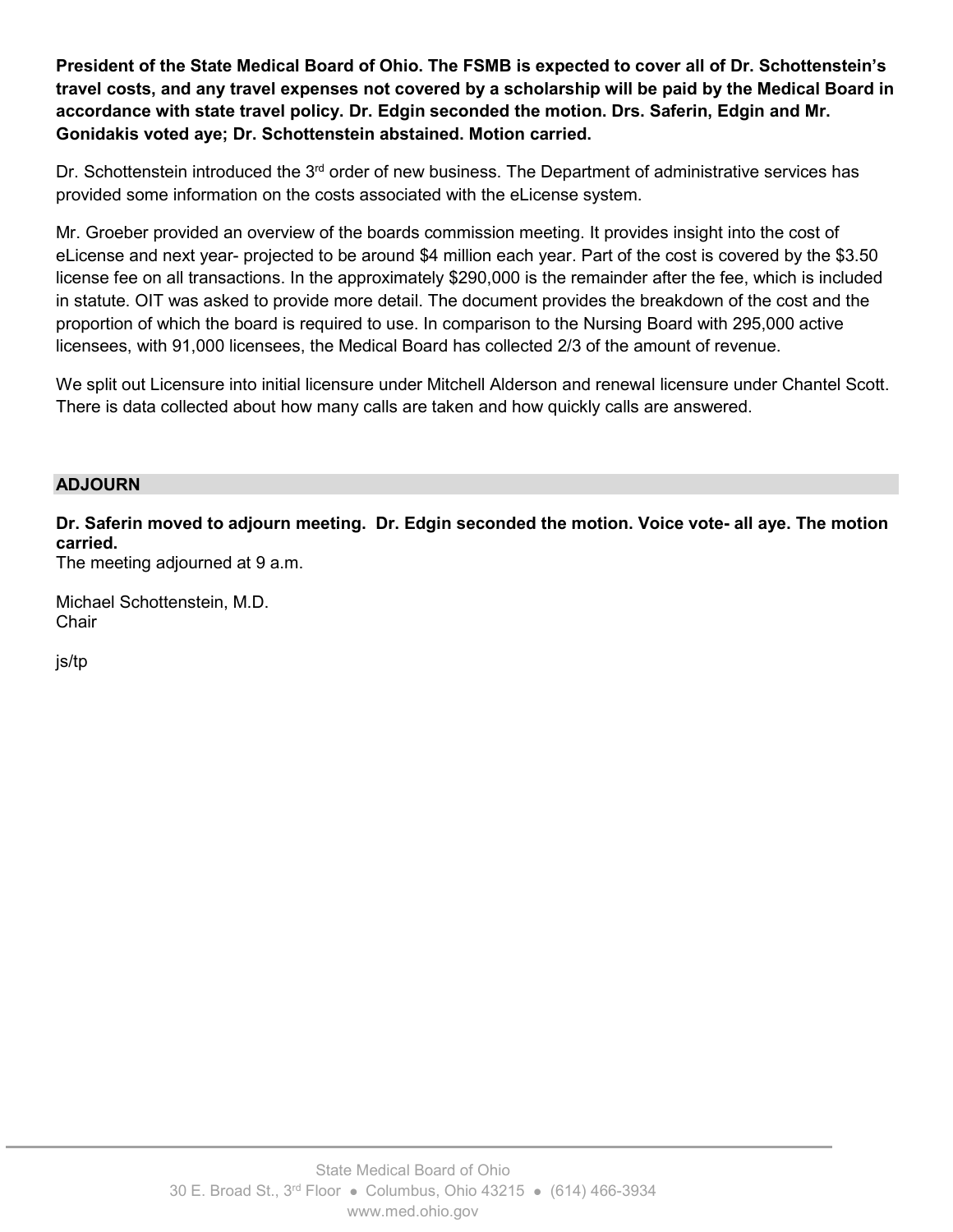**President of the State Medical Board of Ohio. The FSMB is expected to cover all of Dr. Schottenstein's travel costs, and any travel expenses not covered by a scholarship will be paid by the Medical Board in accordance with state travel policy. Dr. Edgin seconded the motion. Drs. Saferin, Edgin and Mr. Gonidakis voted aye; Dr. Schottenstein abstained. Motion carried.**

Dr. Schottenstein introduced the 3rd order of new business. The Department of administrative services has provided some information on the costs associated with the eLicense system.

Mr. Groeber provided an overview of the boards commission meeting. It provides insight into the cost of eLicense and next year- projected to be around $4 million each year. Part of the cost is covered by the $3.50 license fee on all transactions. In the approximately $290,000 is the remainder after the fee, which is included in statute. OIT was asked to provide more detail. The document provides the breakdown of the cost and the proportion of which the board is required to use. In comparison to the Nursing Board with 295,000 active licensees, with 91,000 licensees, the Medical Board has collected 2/3 of the amount of revenue.

We split out Licensure into initial licensure under Mitchell Alderson and renewal licensure under Chantel Scott. There is data collected about how many calls are taken and how quickly calls are answered.

## ADJOURN

**Dr. Saferin moved to adjourn meeting. Dr. Edgin seconded the motion. Voice vote- all aye. The motion carried.**

The meeting adjourned at 9 a.m.

Michael Schottenstein, M.D.
Chair

js/tp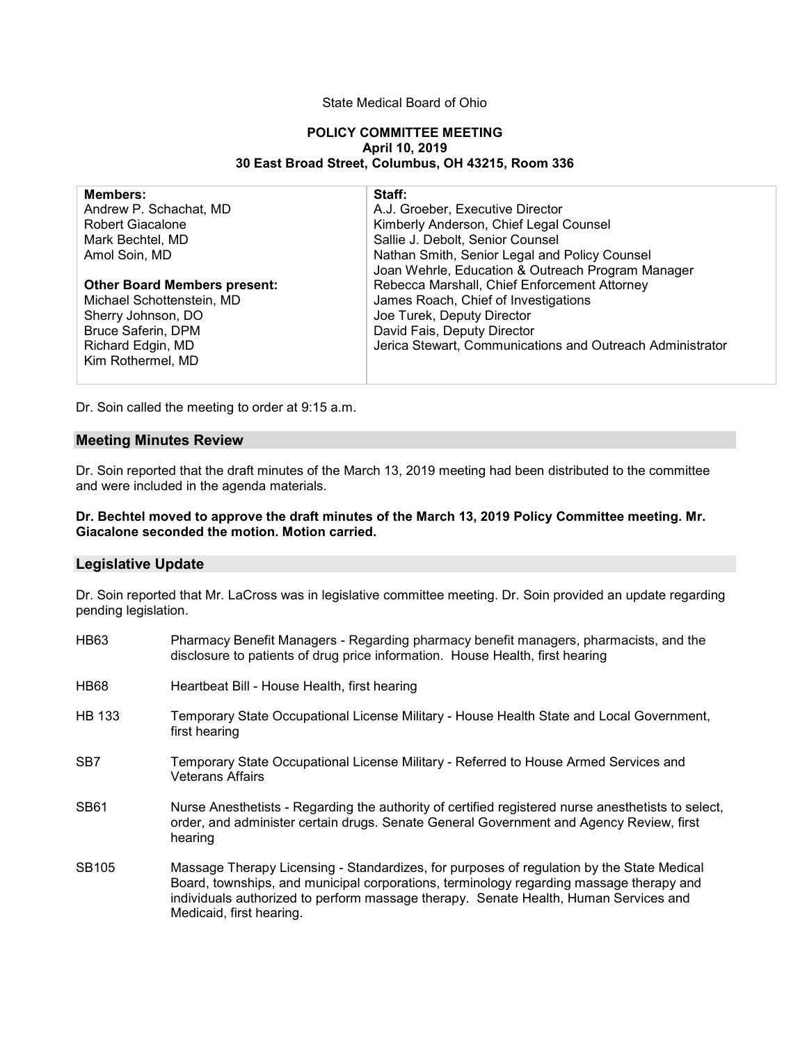State Medical Board of Ohio

**POLICY COMMITTEE MEETING**
**April 10, 2019**
**30 East Broad Street, Columbus, OH 43215, Room 336**

| **Members:** | **Staff:** |
|---|---|
| Andrew P. Schachat, MD | A.J. Groeber, Executive Director |
| Robert Giacalone | Kimberly Anderson, Chief Legal Counsel |
| Mark Bechtel, MD | Sallie J. Debolt, Senior Counsel |
| Amol Soin, MD | Nathan Smith, Senior Legal and Policy Counsel |
| | Joan Wehrle, Education & Outreach Program Manager |
| **Other Board Members present:** | Rebecca Marshall, Chief Enforcement Attorney |
| Michael Schottenstein, MD | James Roach, Chief of Investigations |
| Sherry Johnson, DO | Joe Turek, Deputy Director |
| Bruce Saferin, DPM | David Fais, Deputy Director |
| Richard Edgin, MD | Jerica Stewart, Communications and Outreach Administrator |
| Kim Rothermel, MD | |

Dr. Soin called the meeting to order at 9:15 a.m.

## Meeting Minutes Review

Dr. Soin reported that the draft minutes of the March 13, 2019 meeting had been distributed to the committee and were included in the agenda materials.

**Dr. Bechtel moved to approve the draft minutes of the March 13, 2019 Policy Committee meeting. Mr. Giacalone seconded the motion. Motion carried.**

## Legislative Update

Dr. Soin reported that Mr. LaCross was in legislative committee meeting. Dr. Soin provided an update regarding pending legislation.

| | |
|---|---|
| HB63 | Pharmacy Benefit Managers - Regarding pharmacy benefit managers, pharmacists, and the disclosure to patients of drug price information. House Health, first hearing |
| HB68 | Heartbeat Bill - House Health, first hearing |
| HB 133 | Temporary State Occupational License Military - House Health State and Local Government, first hearing |
| SB7 | Temporary State Occupational License Military - Referred to House Armed Services and Veterans Affairs |
| SB61 | Nurse Anesthetists - Regarding the authority of certified registered nurse anesthetists to select, order, and administer certain drugs. Senate General Government and Agency Review, first hearing |
| SB105 | Massage Therapy Licensing - Standardizes, for purposes of regulation by the State Medical Board, townships, and municipal corporations, terminology regarding massage therapy and individuals authorized to perform massage therapy. Senate Health, Human Services and Medicaid, first hearing. |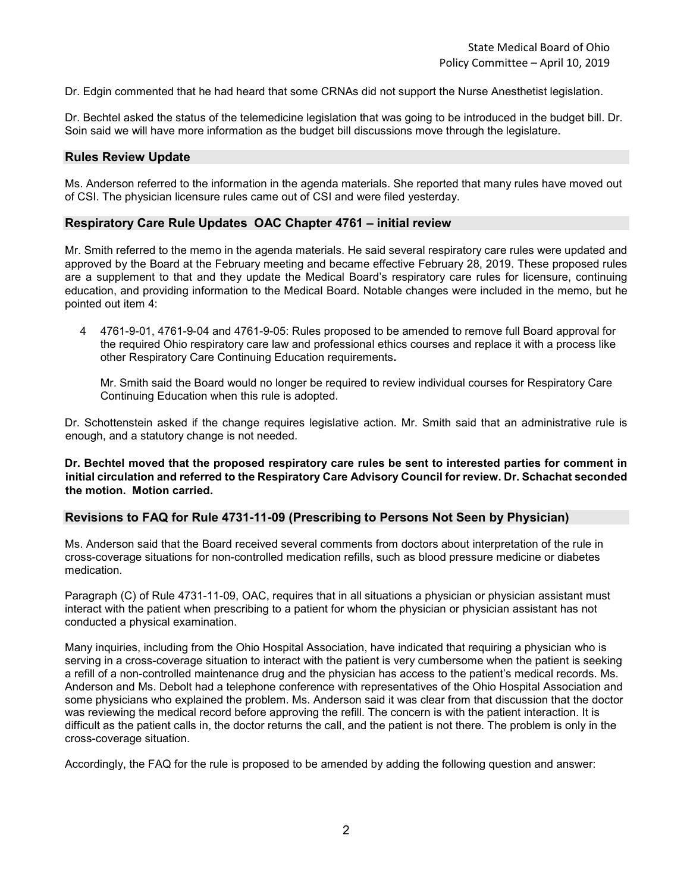Dr. Edgin commented that he had heard that some CRNAs did not support the Nurse Anesthetist legislation.

Dr. Bechtel asked the status of the telemedicine legislation that was going to be introduced in the budget bill. Dr. Soin said we will have more information as the budget bill discussions move through the legislature.

## Rules Review Update

Ms. Anderson referred to the information in the agenda materials. She reported that many rules have moved out of CSI. The physician licensure rules came out of CSI and were filed yesterday.

## Respiratory Care Rule Updates OAC Chapter 4761 – initial review

Mr. Smith referred to the memo in the agenda materials. He said several respiratory care rules were updated and approved by the Board at the February meeting and became effective February 28, 2019. These proposed rules are a supplement to that and they update the Medical Board's respiratory care rules for licensure, continuing education, and providing information to the Medical Board. Notable changes were included in the memo, but he pointed out item 4:

4 4761-9-01, 4761-9-04 and 4761-9-05: Rules proposed to be amended to remove full Board approval for the required Ohio respiratory care law and professional ethics courses and replace it with a process like other Respiratory Care Continuing Education requirements**.**

Mr. Smith said the Board would no longer be required to review individual courses for Respiratory Care Continuing Education when this rule is adopted.

Dr. Schottenstein asked if the change requires legislative action. Mr. Smith said that an administrative rule is enough, and a statutory change is not needed.

**Dr. Bechtel moved that the proposed respiratory care rules be sent to interested parties for comment in initial circulation and referred to the Respiratory Care Advisory Council for review. Dr. Schachat seconded the motion. Motion carried.**

## Revisions to FAQ for Rule 4731-11-09 (Prescribing to Persons Not Seen by Physician)

Ms. Anderson said that the Board received several comments from doctors about interpretation of the rule in cross-coverage situations for non-controlled medication refills, such as blood pressure medicine or diabetes medication.

Paragraph (C) of Rule 4731-11-09, OAC, requires that in all situations a physician or physician assistant must interact with the patient when prescribing to a patient for whom the physician or physician assistant has not conducted a physical examination.

Many inquiries, including from the Ohio Hospital Association, have indicated that requiring a physician who is serving in a cross-coverage situation to interact with the patient is very cumbersome when the patient is seeking a refill of a non-controlled maintenance drug and the physician has access to the patient's medical records. Ms. Anderson and Ms. Debolt had a telephone conference with representatives of the Ohio Hospital Association and some physicians who explained the problem. Ms. Anderson said it was clear from that discussion that the doctor was reviewing the medical record before approving the refill. The concern is with the patient interaction. It is difficult as the patient calls in, the doctor returns the call, and the patient is not there. The problem is only in the cross-coverage situation.

Accordingly, the FAQ for the rule is proposed to be amended by adding the following question and answer: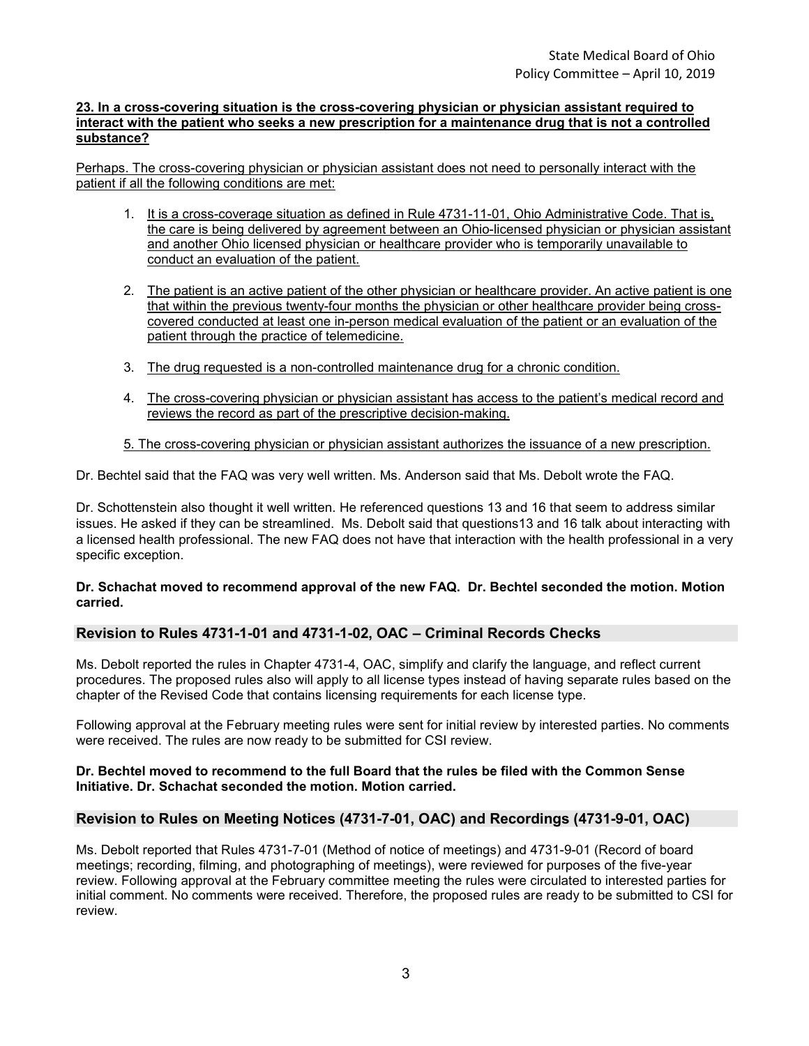**23. In a cross-covering situation is the cross-covering physician or physician assistant required to interact with the patient who seeks a new prescription for a maintenance drug that is not a controlled substance?**

Perhaps. The cross-covering physician or physician assistant does not need to personally interact with the patient if all the following conditions are met:

1. It is a cross-coverage situation as defined in Rule 4731-11-01, Ohio Administrative Code. That is, the care is being delivered by agreement between an Ohio-licensed physician or physician assistant and another Ohio licensed physician or healthcare provider who is temporarily unavailable to conduct an evaluation of the patient.

2. The patient is an active patient of the other physician or healthcare provider. An active patient is one that within the previous twenty-four months the physician or other healthcare provider being cross-covered conducted at least one in-person medical evaluation of the patient or an evaluation of the patient through the practice of telemedicine.

3. The drug requested is a non-controlled maintenance drug for a chronic condition.

4. The cross-covering physician or physician assistant has access to the patient's medical record and reviews the record as part of the prescriptive decision-making.

5. The cross-covering physician or physician assistant authorizes the issuance of a new prescription.

Dr. Bechtel said that the FAQ was very well written. Ms. Anderson said that Ms. Debolt wrote the FAQ.

Dr. Schottenstein also thought it well written. He referenced questions 13 and 16 that seem to address similar issues. He asked if they can be streamlined. Ms. Debolt said that questions13 and 16 talk about interacting with a licensed health professional. The new FAQ does not have that interaction with the health professional in a very specific exception.

**Dr. Schachat moved to recommend approval of the new FAQ. Dr. Bechtel seconded the motion. Motion carried.**

## Revision to Rules 4731-1-01 and 4731-1-02, OAC – Criminal Records Checks

Ms. Debolt reported the rules in Chapter 4731-4, OAC, simplify and clarify the language, and reflect current procedures. The proposed rules also will apply to all license types instead of having separate rules based on the chapter of the Revised Code that contains licensing requirements for each license type.

Following approval at the February meeting rules were sent for initial review by interested parties. No comments were received. The rules are now ready to be submitted for CSI review.

**Dr. Bechtel moved to recommend to the full Board that the rules be filed with the Common Sense Initiative. Dr. Schachat seconded the motion. Motion carried.**

## Revision to Rules on Meeting Notices (4731-7-01, OAC) and Recordings (4731-9-01, OAC)

Ms. Debolt reported that Rules 4731-7-01 (Method of notice of meetings) and 4731-9-01 (Record of board meetings; recording, filming, and photographing of meetings), were reviewed for purposes of the five-year review. Following approval at the February committee meeting the rules were circulated to interested parties for initial comment. No comments were received. Therefore, the proposed rules are ready to be submitted to CSI for review.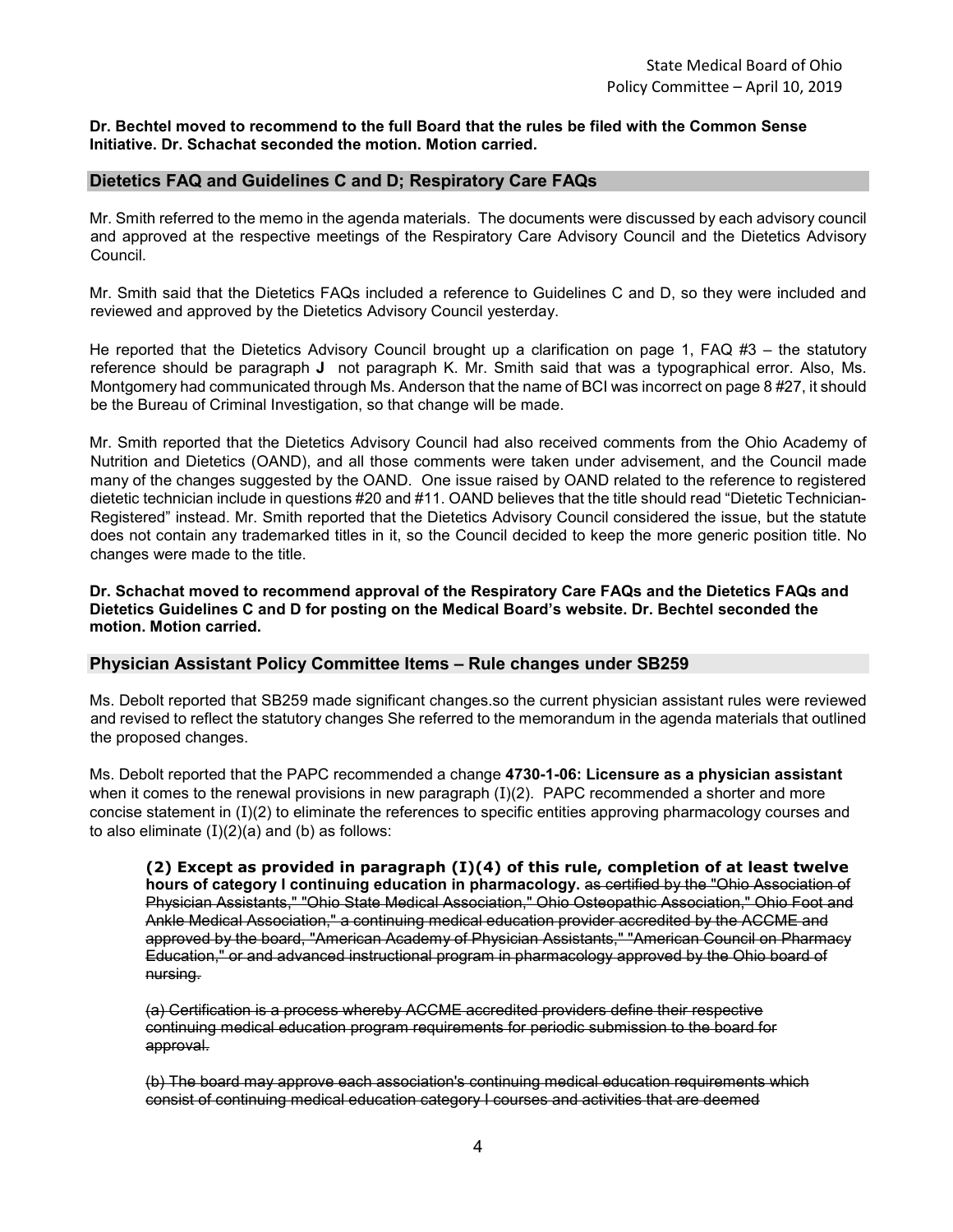**Dr. Bechtel moved to recommend to the full Board that the rules be filed with the Common Sense Initiative. Dr. Schachat seconded the motion. Motion carried.**

## Dietetics FAQ and Guidelines C and D; Respiratory Care FAQs

Mr. Smith referred to the memo in the agenda materials. The documents were discussed by each advisory council and approved at the respective meetings of the Respiratory Care Advisory Council and the Dietetics Advisory Council.

Mr. Smith said that the Dietetics FAQs included a reference to Guidelines C and D, so they were included and reviewed and approved by the Dietetics Advisory Council yesterday.

He reported that the Dietetics Advisory Council brought up a clarification on page 1, FAQ #3 – the statutory reference should be paragraph **J** not paragraph K. Mr. Smith said that was a typographical error. Also, Ms. Montgomery had communicated through Ms. Anderson that the name of BCI was incorrect on page 8 #27, it should be the Bureau of Criminal Investigation, so that change will be made.

Mr. Smith reported that the Dietetics Advisory Council had also received comments from the Ohio Academy of Nutrition and Dietetics (OAND), and all those comments were taken under advisement, and the Council made many of the changes suggested by the OAND. One issue raised by OAND related to the reference to registered dietetic technician include in questions #20 and #11. OAND believes that the title should read "Dietetic Technician-Registered" instead. Mr. Smith reported that the Dietetics Advisory Council considered the issue, but the statute does not contain any trademarked titles in it, so the Council decided to keep the more generic position title. No changes were made to the title.

**Dr. Schachat moved to recommend approval of the Respiratory Care FAQs and the Dietetics FAQs and Dietetics Guidelines C and D for posting on the Medical Board's website. Dr. Bechtel seconded the motion. Motion carried.**

## Physician Assistant Policy Committee Items – Rule changes under SB259

Ms. Debolt reported that SB259 made significant changes.so the current physician assistant rules were reviewed and revised to reflect the statutory changes She referred to the memorandum in the agenda materials that outlined the proposed changes.

Ms. Debolt reported that the PAPC recommended a change **4730-1-06: Licensure as a physician assistant** when it comes to the renewal provisions in new paragraph (I)(2). PAPC recommended a shorter and more concise statement in (I)(2) to eliminate the references to specific entities approving pharmacology courses and to also eliminate (I)(2)(a) and (b) as follows:

> **(2) Except as provided in paragraph (I)(4) of this rule, completion of at least twelve hours of category I continuing education in pharmacology.** ~~as certified by the "Ohio Association of Physician Assistants," "Ohio State Medical Association," Ohio Osteopathic Association," Ohio Foot and Ankle Medical Association," a continuing medical education provider accredited by the ACCME and approved by the board, "American Academy of Physician Assistants," "American Council on Pharmacy Education," or and advanced instructional program in pharmacology approved by the Ohio board of nursing.~~
>
> ~~(a) Certification is a process whereby ACCME accredited providers define their respective continuing medical education program requirements for periodic submission to the board for approval.~~
>
> ~~(b) The board may approve each association's continuing medical education requirements which consist of continuing medical education category I courses and activities that are deemed~~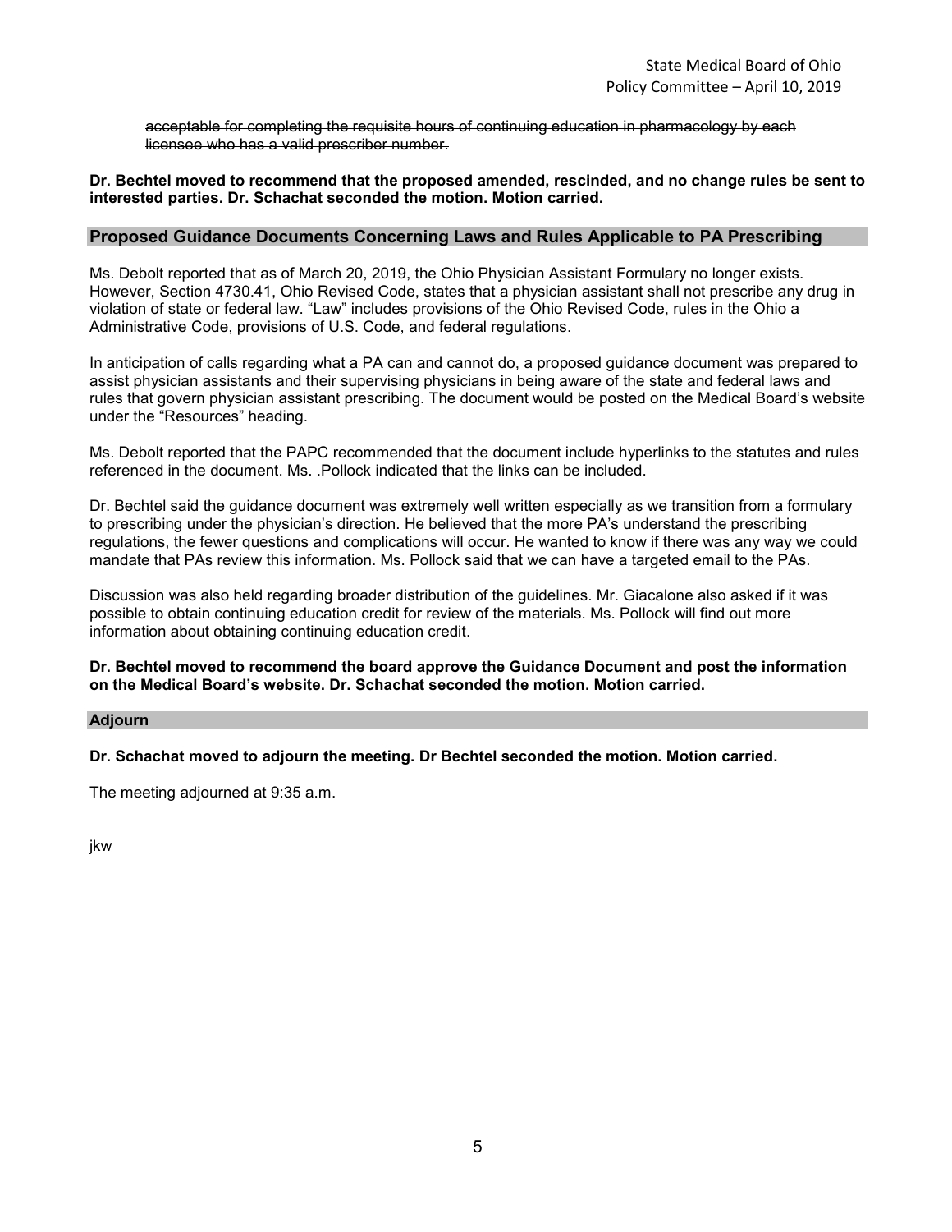~~acceptable for completing the requisite hours of continuing education in pharmacology by each licensee who has a valid prescriber number.~~

**Dr. Bechtel moved to recommend that the proposed amended, rescinded, and no change rules be sent to interested parties. Dr. Schachat seconded the motion. Motion carried.**

## Proposed Guidance Documents Concerning Laws and Rules Applicable to PA Prescribing

Ms. Debolt reported that as of March 20, 2019, the Ohio Physician Assistant Formulary no longer exists. However, Section 4730.41, Ohio Revised Code, states that a physician assistant shall not prescribe any drug in violation of state or federal law. "Law" includes provisions of the Ohio Revised Code, rules in the Ohio a Administrative Code, provisions of U.S. Code, and federal regulations.

In anticipation of calls regarding what a PA can and cannot do, a proposed guidance document was prepared to assist physician assistants and their supervising physicians in being aware of the state and federal laws and rules that govern physician assistant prescribing. The document would be posted on the Medical Board's website under the "Resources" heading.

Ms. Debolt reported that the PAPC recommended that the document include hyperlinks to the statutes and rules referenced in the document. Ms. .Pollock indicated that the links can be included.

Dr. Bechtel said the guidance document was extremely well written especially as we transition from a formulary to prescribing under the physician's direction. He believed that the more PA's understand the prescribing regulations, the fewer questions and complications will occur. He wanted to know if there was any way we could mandate that PAs review this information. Ms. Pollock said that we can have a targeted email to the PAs.

Discussion was also held regarding broader distribution of the guidelines. Mr. Giacalone also asked if it was possible to obtain continuing education credit for review of the materials. Ms. Pollock will find out more information about obtaining continuing education credit.

**Dr. Bechtel moved to recommend the board approve the Guidance Document and post the information on the Medical Board's website. Dr. Schachat seconded the motion. Motion carried.**

## Adjourn

**Dr. Schachat moved to adjourn the meeting. Dr Bechtel seconded the motion. Motion carried.**

The meeting adjourned at 9:35 a.m.

jkw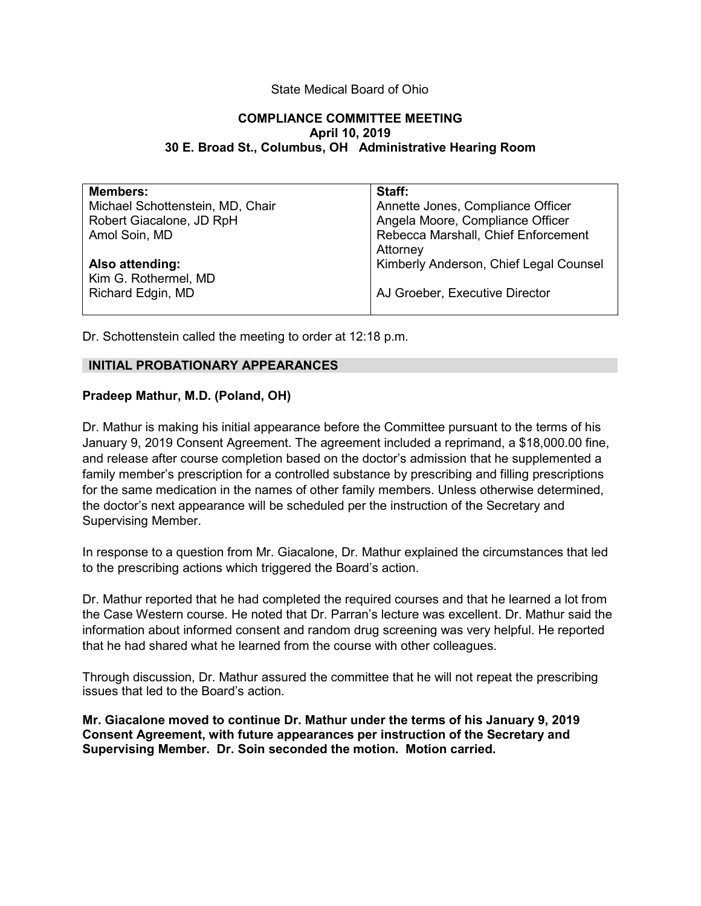State Medical Board of Ohio

**COMPLIANCE COMMITTEE MEETING**
**April 10, 2019**
**30 E. Broad St., Columbus, OH   Administrative Hearing Room**

| **Members:** | **Staff:** |
|---|---|
| Michael Schottenstein, MD, Chair | Annette Jones, Compliance Officer |
| Robert Giacalone, JD RpH | Angela Moore, Compliance Officer |
| Amol Soin, MD | Rebecca Marshall, Chief Enforcement Attorney |
| **Also attending:** | Kimberly Anderson, Chief Legal Counsel |
| Kim G. Rothermel, MD | |
| Richard Edgin, MD | AJ Groeber, Executive Director |

Dr. Schottenstein called the meeting to order at 12:18 p.m.

## INITIAL PROBATIONARY APPEARANCES

**Pradeep Mathur, M.D. (Poland, OH)**

Dr. Mathur is making his initial appearance before the Committee pursuant to the terms of his January 9, 2019 Consent Agreement. The agreement included a reprimand, a $18,000.00 fine, and release after course completion based on the doctor's admission that he supplemented a family member's prescription for a controlled substance by prescribing and filling prescriptions for the same medication in the names of other family members. Unless otherwise determined, the doctor's next appearance will be scheduled per the instruction of the Secretary and Supervising Member.

In response to a question from Mr. Giacalone, Dr. Mathur explained the circumstances that led to the prescribing actions which triggered the Board's action.

Dr. Mathur reported that he had completed the required courses and that he learned a lot from the Case Western course. He noted that Dr. Parran's lecture was excellent. Dr. Mathur said the information about informed consent and random drug screening was very helpful. He reported that he had shared what he learned from the course with other colleagues.

Through discussion, Dr. Mathur assured the committee that he will not repeat the prescribing issues that led to the Board's action.

**Mr. Giacalone moved to continue Dr. Mathur under the terms of his January 9, 2019 Consent Agreement, with future appearances per instruction of the Secretary and Supervising Member. Dr. Soin seconded the motion. Motion carried.**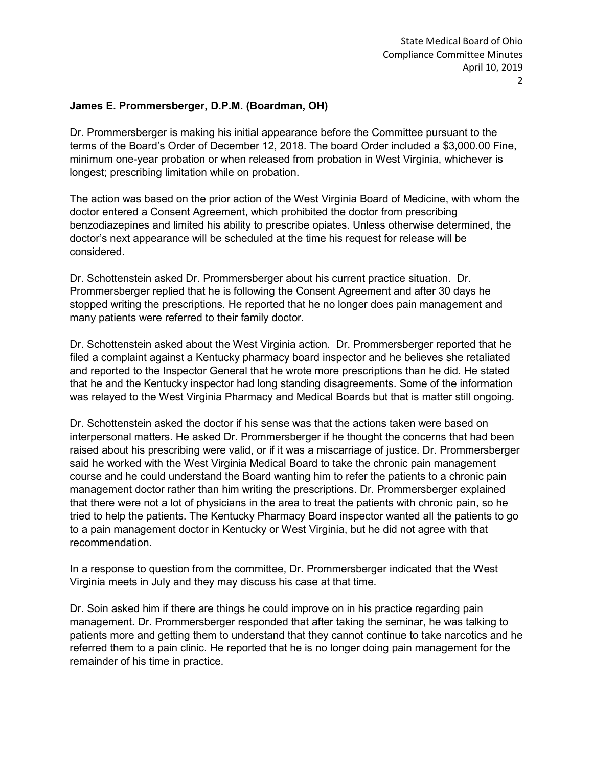**James E. Prommersberger, D.P.M. (Boardman, OH)**

Dr. Prommersberger is making his initial appearance before the Committee pursuant to the terms of the Board's Order of December 12, 2018. The board Order included a $3,000.00 Fine, minimum one-year probation or when released from probation in West Virginia, whichever is longest; prescribing limitation while on probation.

The action was based on the prior action of the West Virginia Board of Medicine, with whom the doctor entered a Consent Agreement, which prohibited the doctor from prescribing benzodiazepines and limited his ability to prescribe opiates. Unless otherwise determined, the doctor's next appearance will be scheduled at the time his request for release will be considered.

Dr. Schottenstein asked Dr. Prommersberger about his current practice situation. Dr. Prommersberger replied that he is following the Consent Agreement and after 30 days he stopped writing the prescriptions. He reported that he no longer does pain management and many patients were referred to their family doctor.

Dr. Schottenstein asked about the West Virginia action. Dr. Prommersberger reported that he filed a complaint against a Kentucky pharmacy board inspector and he believes she retaliated and reported to the Inspector General that he wrote more prescriptions than he did. He stated that he and the Kentucky inspector had long standing disagreements. Some of the information was relayed to the West Virginia Pharmacy and Medical Boards but that is matter still ongoing.

Dr. Schottenstein asked the doctor if his sense was that the actions taken were based on interpersonal matters. He asked Dr. Prommersberger if he thought the concerns that had been raised about his prescribing were valid, or if it was a miscarriage of justice. Dr. Prommersberger said he worked with the West Virginia Medical Board to take the chronic pain management course and he could understand the Board wanting him to refer the patients to a chronic pain management doctor rather than him writing the prescriptions. Dr. Prommersberger explained that there were not a lot of physicians in the area to treat the patients with chronic pain, so he tried to help the patients. The Kentucky Pharmacy Board inspector wanted all the patients to go to a pain management doctor in Kentucky or West Virginia, but he did not agree with that recommendation.

In a response to question from the committee, Dr. Prommersberger indicated that the West Virginia meets in July and they may discuss his case at that time.

Dr. Soin asked him if there are things he could improve on in his practice regarding pain management. Dr. Prommersberger responded that after taking the seminar, he was talking to patients more and getting them to understand that they cannot continue to take narcotics and he referred them to a pain clinic. He reported that he is no longer doing pain management for the remainder of his time in practice.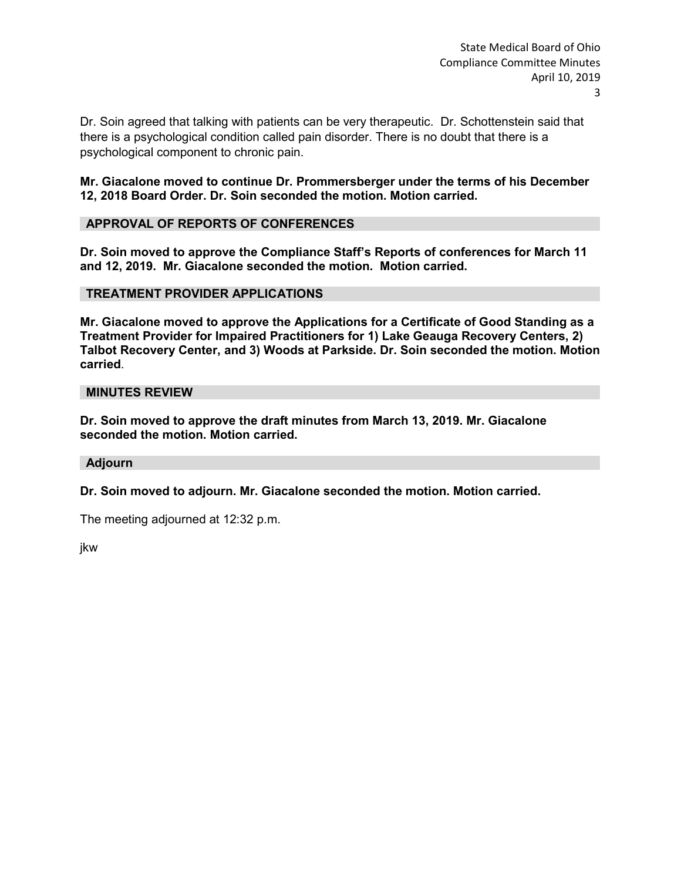Dr. Soin agreed that talking with patients can be very therapeutic. Dr. Schottenstein said that there is a psychological condition called pain disorder. There is no doubt that there is a psychological component to chronic pain.

**Mr. Giacalone moved to continue Dr. Prommersberger under the terms of his December 12, 2018 Board Order. Dr. Soin seconded the motion. Motion carried.**

## APPROVAL OF REPORTS OF CONFERENCES

**Dr. Soin moved to approve the Compliance Staff's Reports of conferences for March 11 and 12, 2019. Mr. Giacalone seconded the motion. Motion carried.**

## TREATMENT PROVIDER APPLICATIONS

**Mr. Giacalone moved to approve the Applications for a Certificate of Good Standing as a Treatment Provider for Impaired Practitioners for 1) Lake Geauga Recovery Centers, 2) Talbot Recovery Center, and 3) Woods at Parkside. Dr. Soin seconded the motion. Motion carried**.

## MINUTES REVIEW

**Dr. Soin moved to approve the draft minutes from March 13, 2019. Mr. Giacalone seconded the motion. Motion carried.**

## Adjourn

**Dr. Soin moved to adjourn. Mr. Giacalone seconded the motion. Motion carried.**

The meeting adjourned at 12:32 p.m.

jkw